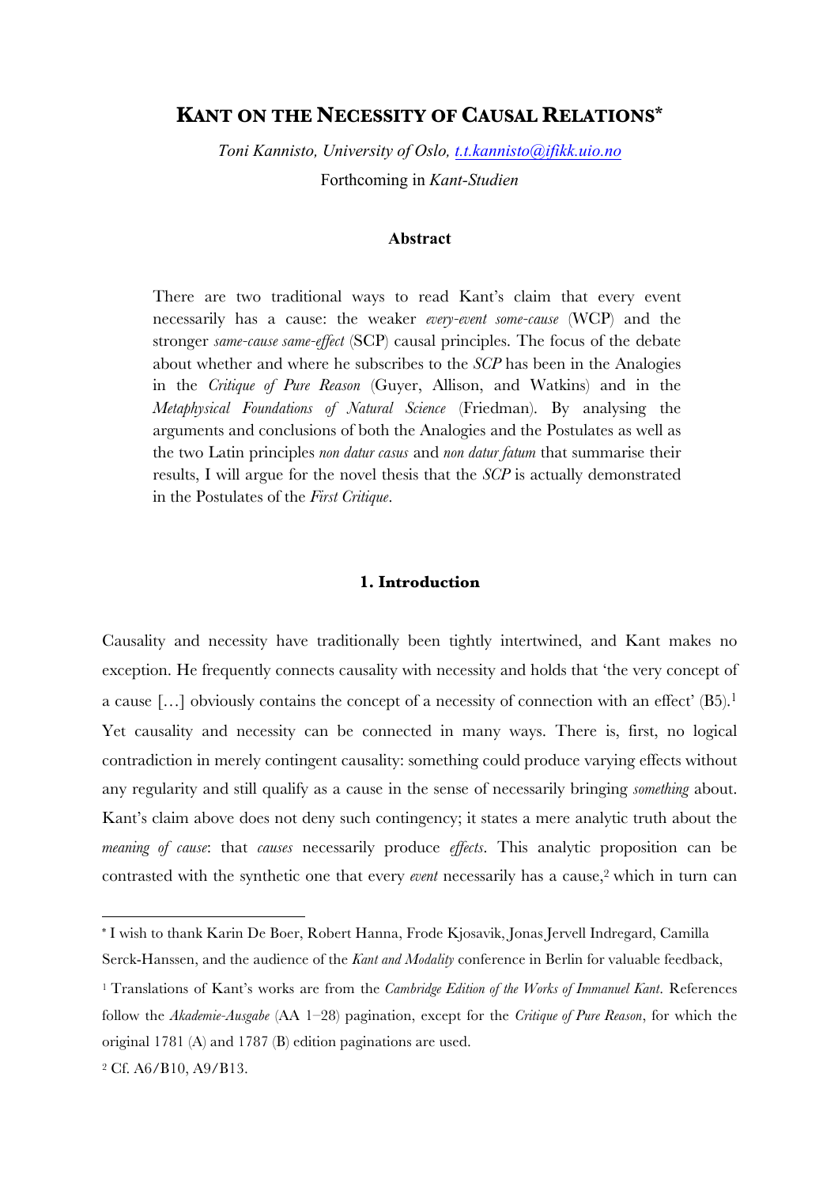# KANT ON THE NECESSITY OF CAUSAL RELATIONS*

*Toni Kannisto, University of Oslo, t.t.kannisto@ifikk.uio.no*

Forthcoming in *Kant-Studien*

### Abstract

There are two traditional ways to read Kant's claim that every event necessarily has a cause: the weaker *every-event some-cause* (WCP) and the stronger *same-cause same-effect* (SCP) causal principles. The focus of the debate about whether and where he subscribes to the *SCP* has been in the Analogies in the *Critique of Pure Reason* (Guyer, Allison, and Watkins) and in the *Metaphysical Foundations of Natural Science* (Friedman). By analysing the arguments and conclusions of both the Analogies and the Postulates as well as the two Latin principles *non datur casus* and *non datur fatum* that summarise their results, I will argue for the novel thesis that the *SCP* is actually demonstrated in the Postulates of the *First Critique*.

## 1. Introduction

Causality and necessity have traditionally been tightly intertwined, and Kant makes no exception. He frequently connects causality with necessity and holds that 'the very concept of a cause […] obviously contains the concept of a necessity of connection with an effect' (B5).[1] Yet causality and necessity can be connected in many ways. There is, first, no logical contradiction in merely contingent causality: something could produce varying effects without any regularity and still qualify as a cause in the sense of necessarily bringing *something* about. Kant's claim above does not deny such contingency; it states a mere analytic truth about the *meaning of cause*: that *causes* necessarily produce *effects*. This analytic proposition can be contrasted with the synthetic one that every *event* necessarily has a cause,[2] which in turn can

---

* I wish to thank Karin De Boer, Robert Hanna, Frode Kjosavik, Jonas Jervell Indregard, Camilla Serck-Hanssen, and the audience of the *Kant and Modality* conference in Berlin for valuable feedback,

[1] Translations of Kant's works are from the *Cambridge Edition of the Works of Immanuel Kant*. References follow the *Akademie-Ausgabe* (AA 1–28) pagination, except for the *Critique of Pure Reason*, for which the original 1781 (A) and 1787 (B) edition paginations are used.

[2] Cf. A6/B10, A9/B13.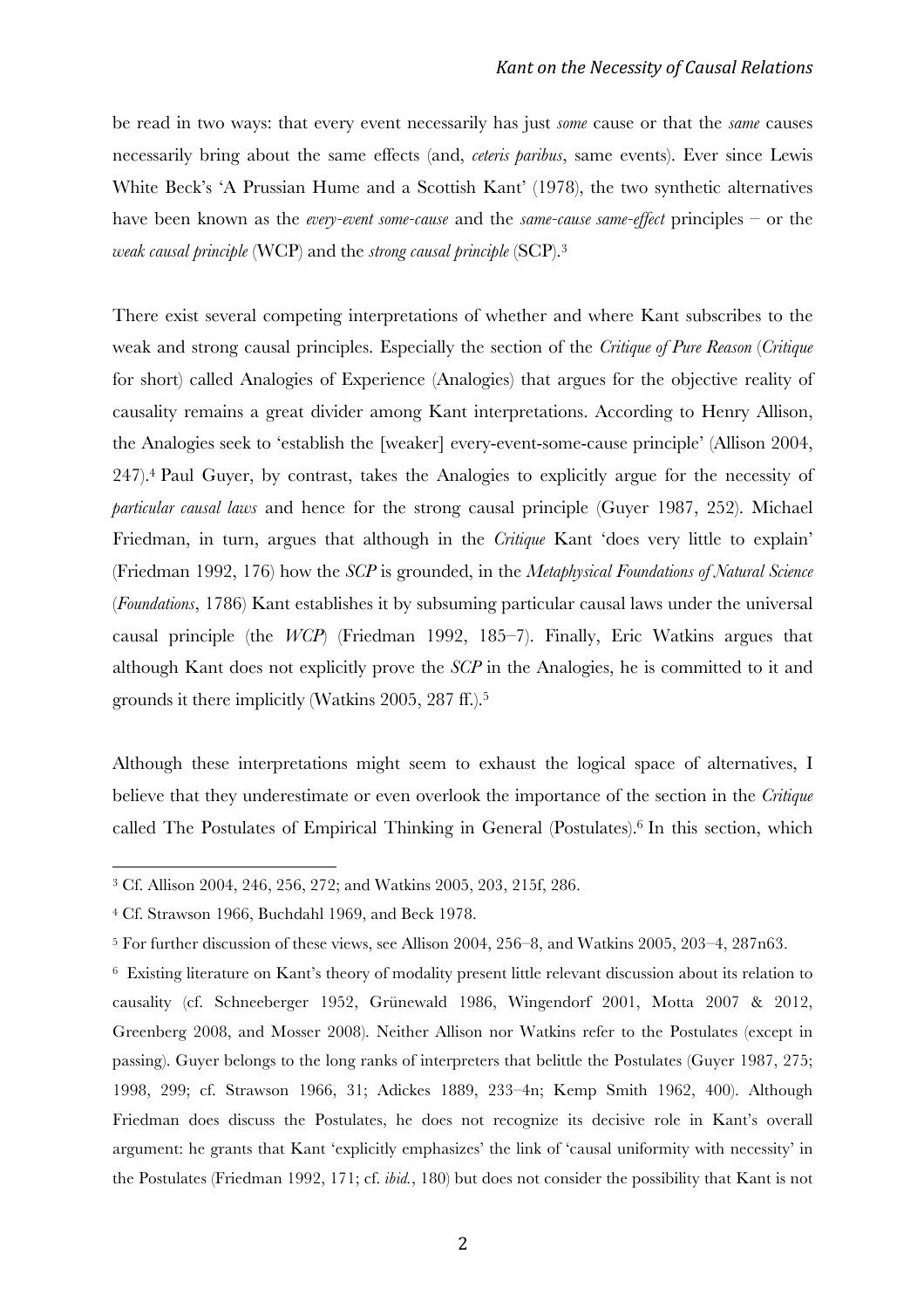be read in two ways: that every event necessarily has just *some* cause or that the *same* causes necessarily bring about the same effects (and, *ceteris paribus*, same events). Ever since Lewis White Beck's 'A Prussian Hume and a Scottish Kant' (1978), the two synthetic alternatives have been known as the *every-event some-cause* and the *same-cause same-effect* principles – or the *weak causal principle* (WCP) and the *strong causal principle* (SCP).[3]

There exist several competing interpretations of whether and where Kant subscribes to the weak and strong causal principles. Especially the section of the *Critique of Pure Reason* (*Critique* for short) called Analogies of Experience (Analogies) that argues for the objective reality of causality remains a great divider among Kant interpretations. According to Henry Allison, the Analogies seek to 'establish the [weaker] every-event-some-cause principle' (Allison 2004, 247).[4] Paul Guyer, by contrast, takes the Analogies to explicitly argue for the necessity of *particular causal laws* and hence for the strong causal principle (Guyer 1987, 252). Michael Friedman, in turn, argues that although in the *Critique* Kant 'does very little to explain' (Friedman 1992, 176) how the *SCP* is grounded, in the *Metaphysical Foundations of Natural Science* (*Foundations*, 1786) Kant establishes it by subsuming particular causal laws under the universal causal principle (the *WCP*) (Friedman 1992, 185–7). Finally, Eric Watkins argues that although Kant does not explicitly prove the *SCP* in the Analogies, he is committed to it and grounds it there implicitly (Watkins 2005, 287 ff.).[5]

Although these interpretations might seem to exhaust the logical space of alternatives, I believe that they underestimate or even overlook the importance of the section in the *Critique* called The Postulates of Empirical Thinking in General (Postulates).[6] In this section, which

---

[3] Cf. Allison 2004, 246, 256, 272; and Watkins 2005, 203, 215f, 286.

[4] Cf. Strawson 1966, Buchdahl 1969, and Beck 1978.

[5] For further discussion of these views, see Allison 2004, 256–8, and Watkins 2005, 203–4, 287n63.

[6] Existing literature on Kant's theory of modality present little relevant discussion about its relation to causality (cf. Schneeberger 1952, Grünewald 1986, Wingendorf 2001, Motta 2007 & 2012, Greenberg 2008, and Mosser 2008). Neither Allison nor Watkins refer to the Postulates (except in passing). Guyer belongs to the long ranks of interpreters that belittle the Postulates (Guyer 1987, 275; 1998, 299; cf. Strawson 1966, 31; Adickes 1889, 233–4n; Kemp Smith 1962, 400). Although Friedman does discuss the Postulates, he does not recognize its decisive role in Kant's overall argument: he grants that Kant 'explicitly emphasizes' the link of 'causal uniformity with necessity' in the Postulates (Friedman 1992, 171; cf. *ibid.*, 180) but does not consider the possibility that Kant is not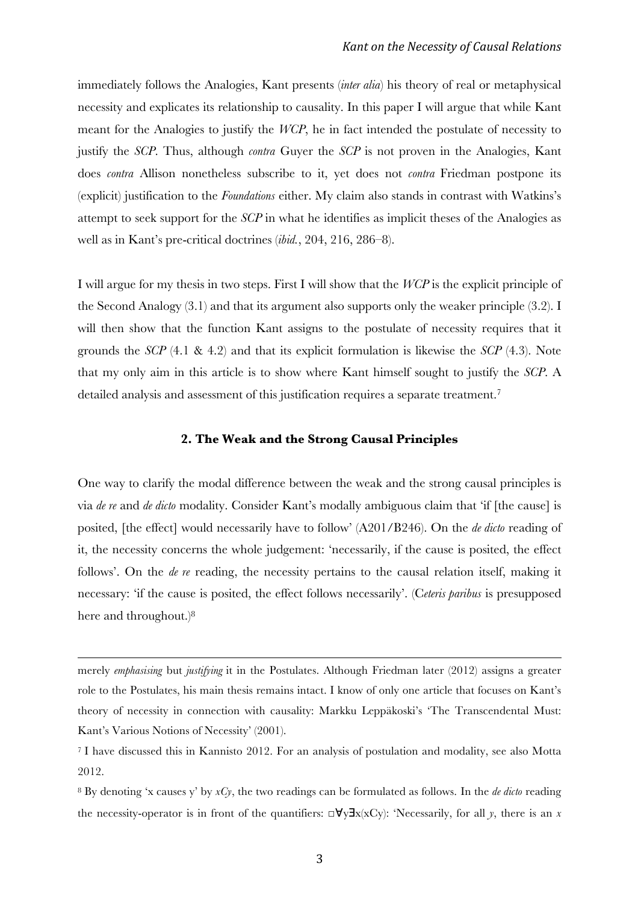immediately follows the Analogies, Kant presents (*inter alia*) his theory of real or metaphysical necessity and explicates its relationship to causality. In this paper I will argue that while Kant meant for the Analogies to justify the *WCP*, he in fact intended the postulate of necessity to justify the *SCP*. Thus, although *contra* Guyer the *SCP* is not proven in the Analogies, Kant does *contra* Allison nonetheless subscribe to it, yet does not *contra* Friedman postpone its (explicit) justification to the *Foundations* either. My claim also stands in contrast with Watkins's attempt to seek support for the *SCP* in what he identifies as implicit theses of the Analogies as well as in Kant's pre-critical doctrines (*ibid.*, 204, 216, 286–8).

I will argue for my thesis in two steps. First I will show that the *WCP* is the explicit principle of the Second Analogy (3.1) and that its argument also supports only the weaker principle (3.2). I will then show that the function Kant assigns to the postulate of necessity requires that it grounds the *SCP* (4.1 & 4.2) and that its explicit formulation is likewise the *SCP* (4.3). Note that my only aim in this article is to show where Kant himself sought to justify the *SCP*. A detailed analysis and assessment of this justification requires a separate treatment.[7]

## 2. The Weak and the Strong Causal Principles

One way to clarify the modal difference between the weak and the strong causal principles is via *de re* and *de dicto* modality. Consider Kant's modally ambiguous claim that 'if [the cause] is posited, [the effect] would necessarily have to follow' (A201/B246). On the *de dicto* reading of it, the necessity concerns the whole judgement: 'necessarily, if the cause is posited, the effect follows'. On the *de re* reading, the necessity pertains to the causal relation itself, making it necessary: 'if the cause is posited, the effect follows necessarily'. (C*eteris paribus* is presupposed here and throughout.)[8]

---

merely *emphasising* but *justifying* it in the Postulates. Although Friedman later (2012) assigns a greater role to the Postulates, his main thesis remains intact. I know of only one article that focuses on Kant's theory of necessity in connection with causality: Markku Leppäkoski's 'The Transcendental Must: Kant's Various Notions of Necessity' (2001).

[7] I have discussed this in Kannisto 2012. For an analysis of postulation and modality, see also Motta 2012.

[8] By denoting 'x causes y' by $xCy$, the two readings can be formulated as follows. In the *de dicto* reading the necessity-operator is in front of the quantifiers: $\Box\forall y\exists x(xCy)$: 'Necessarily, for all *y*, there is an *x*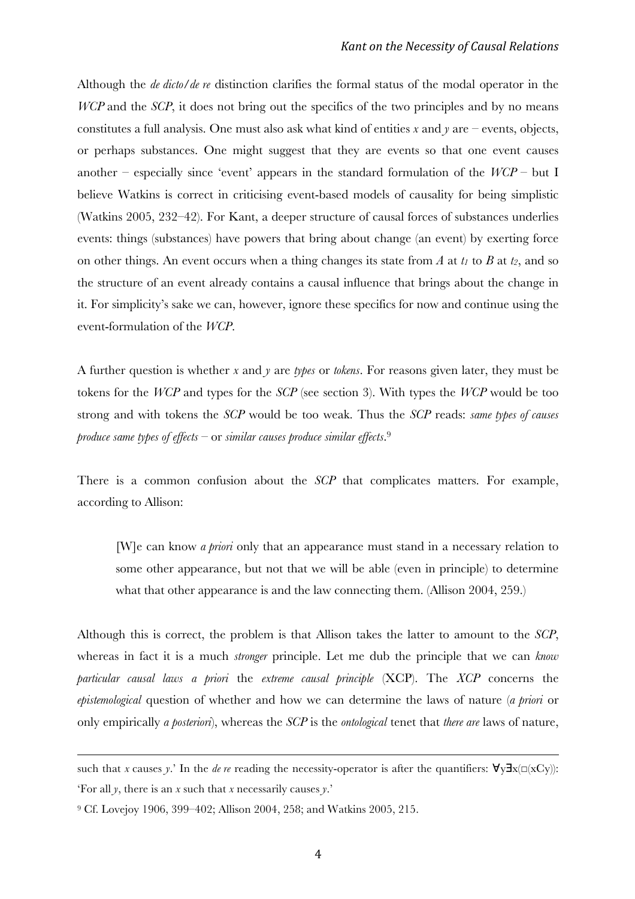Although the *de dicto/de re* distinction clarifies the formal status of the modal operator in the *WCP* and the *SCP*, it does not bring out the specifics of the two principles and by no means constitutes a full analysis. One must also ask what kind of entities *x* and *y* are – events, objects, or perhaps substances. One might suggest that they are events so that one event causes another – especially since 'event' appears in the standard formulation of the *WCP* – but I believe Watkins is correct in criticising event-based models of causality for being simplistic (Watkins 2005, 232–42). For Kant, a deeper structure of causal forces of substances underlies events: things (substances) have powers that bring about change (an event) by exerting force on other things. An event occurs when a thing changes its state from *A* at $t_1$ to *B* at $t_2$, and so the structure of an event already contains a causal influence that brings about the change in it. For simplicity's sake we can, however, ignore these specifics for now and continue using the event-formulation of the *WCP*.

A further question is whether *x* and *y* are *types* or *tokens*. For reasons given later, they must be tokens for the *WCP* and types for the *SCP* (see section 3). With types the *WCP* would be too strong and with tokens the *SCP* would be too weak. Thus the *SCP* reads: *same types of causes produce same types of effects* – or *similar causes produce similar effects*.[9]

There is a common confusion about the *SCP* that complicates matters. For example, according to Allison:

> [W]e can know *a priori* only that an appearance must stand in a necessary relation to some other appearance, but not that we will be able (even in principle) to determine what that other appearance is and the law connecting them. (Allison 2004, 259.)

Although this is correct, the problem is that Allison takes the latter to amount to the *SCP*, whereas in fact it is a much *stronger* principle. Let me dub the principle that we can *know particular causal laws a priori* the *extreme causal principle* (XCP). The *XCP* concerns the *epistemological* question of whether and how we can determine the laws of nature (*a priori* or only empirically *a posteriori*), whereas the *SCP* is the *ontological* tenet that *there are* laws of nature,

---

such that *x* causes *y*.' In the *de re* reading the necessity-operator is after the quantifiers: $\forall y \exists x(\Box(xCy))$: 'For all *y*, there is an *x* such that *x* necessarily causes *y*.'

[9] Cf. Lovejoy 1906, 399–402; Allison 2004, 258; and Watkins 2005, 215.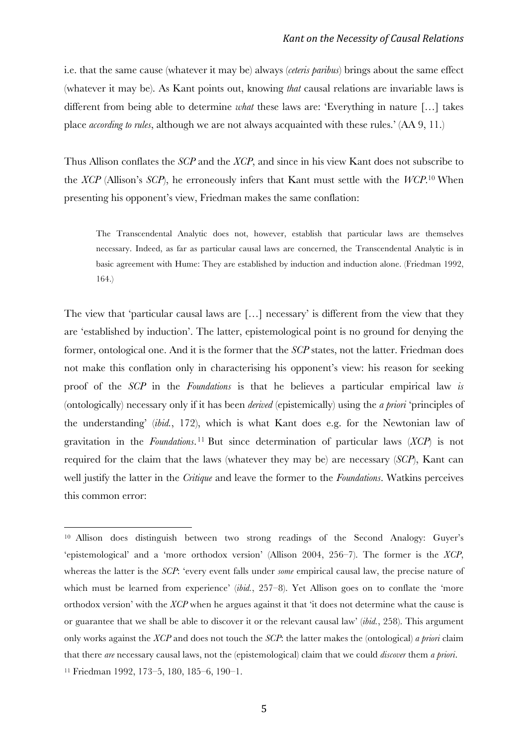i.e. that the same cause (whatever it may be) always (*ceteris paribus*) brings about the same effect (whatever it may be). As Kant points out, knowing *that* causal relations are invariable laws is different from being able to determine *what* these laws are: 'Everything in nature […] takes place *according to rules*, although we are not always acquainted with these rules.' (AA 9, 11.)

Thus Allison conflates the *SCP* and the *XCP*, and since in his view Kant does not subscribe to the *XCP* (Allison's *SCP*), he erroneously infers that Kant must settle with the *WCP*.[10] When presenting his opponent's view, Friedman makes the same conflation:

> The Transcendental Analytic does not, however, establish that particular laws are themselves necessary. Indeed, as far as particular causal laws are concerned, the Transcendental Analytic is in basic agreement with Hume: They are established by induction and induction alone. (Friedman 1992, 164.)

The view that 'particular causal laws are […] necessary' is different from the view that they are 'established by induction'. The latter, epistemological point is no ground for denying the former, ontological one. And it is the former that the *SCP* states, not the latter. Friedman does not make this conflation only in characterising his opponent's view: his reason for seeking proof of the *SCP* in the *Foundations* is that he believes a particular empirical law *is* (ontologically) necessary only if it has been *derived* (epistemically) using the *a priori* 'principles of the understanding' (*ibid.*, 172), which is what Kant does e.g. for the Newtonian law of gravitation in the *Foundations*.[11] But since determination of particular laws (*XCP*) is not required for the claim that the laws (whatever they may be) are necessary (*SCP*), Kant can well justify the latter in the *Critique* and leave the former to the *Foundations*. Watkins perceives this common error:

---

[10] Allison does distinguish between two strong readings of the Second Analogy: Guyer's 'epistemological' and a 'more orthodox version' (Allison 2004, 256–7). The former is the *XCP*, whereas the latter is the *SCP*: 'every event falls under *some* empirical causal law, the precise nature of which must be learned from experience' (*ibid.*, 257–8). Yet Allison goes on to conflate the 'more orthodox version' with the *XCP* when he argues against it that 'it does not determine what the cause is or guarantee that we shall be able to discover it or the relevant causal law' (*ibid.*, 258). This argument only works against the *XCP* and does not touch the *SCP*: the latter makes the (ontological) *a priori* claim that there *are* necessary causal laws, not the (epistemological) claim that we could *discover* them *a priori*.

[11] Friedman 1992, 173–5, 180, 185–6, 190–1.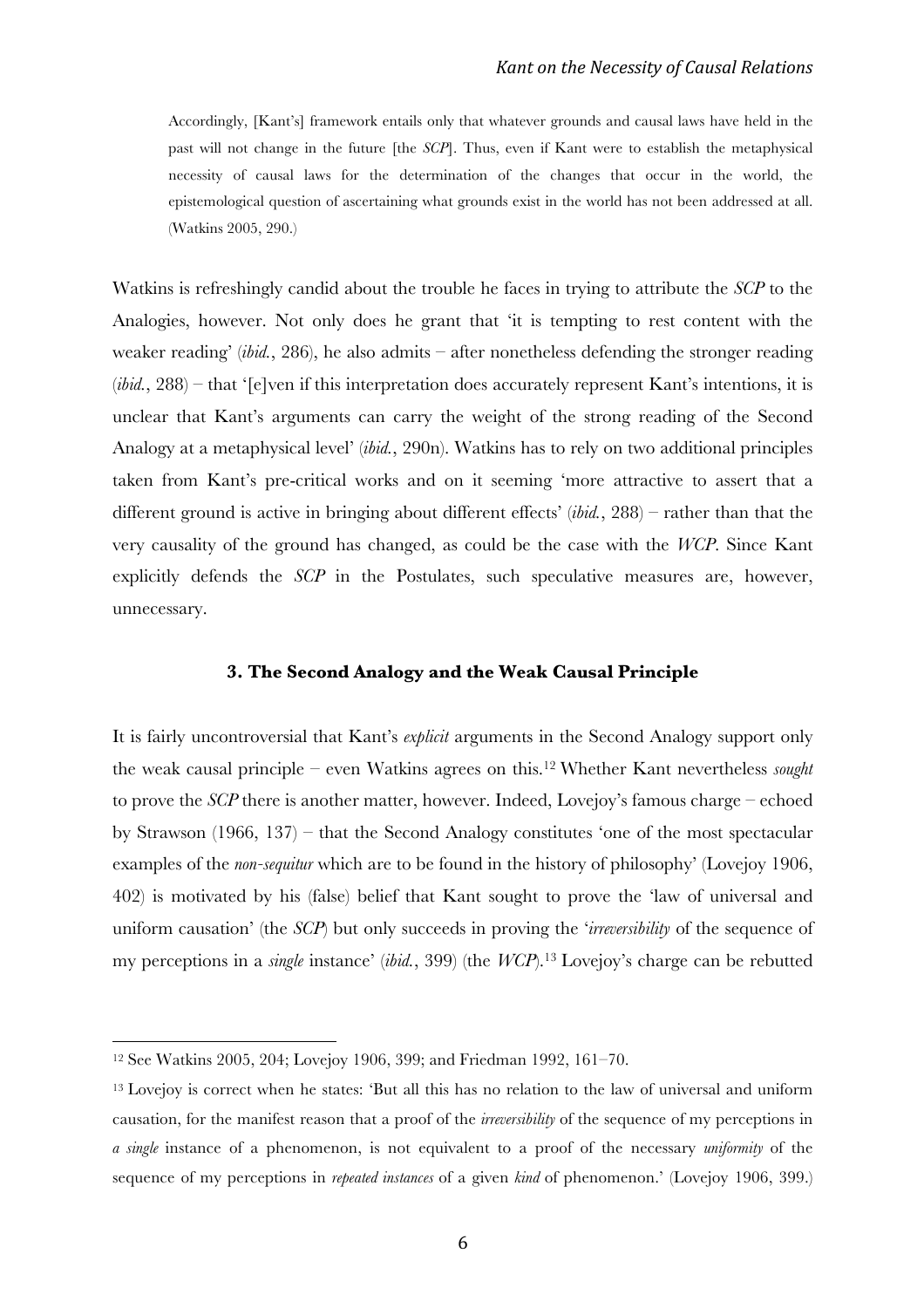> Accordingly, [Kant's] framework entails only that whatever grounds and causal laws have held in the past will not change in the future [the *SCP*]. Thus, even if Kant were to establish the metaphysical necessity of causal laws for the determination of the changes that occur in the world, the epistemological question of ascertaining what grounds exist in the world has not been addressed at all. (Watkins 2005, 290.)

Watkins is refreshingly candid about the trouble he faces in trying to attribute the *SCP* to the Analogies, however. Not only does he grant that 'it is tempting to rest content with the weaker reading' (*ibid.*, 286), he also admits – after nonetheless defending the stronger reading (*ibid.*, 288) – that '[e]ven if this interpretation does accurately represent Kant's intentions, it is unclear that Kant's arguments can carry the weight of the strong reading of the Second Analogy at a metaphysical level' (*ibid.*, 290n). Watkins has to rely on two additional principles taken from Kant's pre-critical works and on it seeming 'more attractive to assert that a different ground is active in bringing about different effects' (*ibid.*, 288) – rather than that the very causality of the ground has changed, as could be the case with the *WCP*. Since Kant explicitly defends the *SCP* in the Postulates, such speculative measures are, however, unnecessary.

### 3. The Second Analogy and the Weak Causal Principle

It is fairly uncontroversial that Kant's *explicit* arguments in the Second Analogy support only the weak causal principle – even Watkins agrees on this.[12] Whether Kant nevertheless *sought* to prove the *SCP* there is another matter, however. Indeed, Lovejoy's famous charge – echoed by Strawson (1966, 137) – that the Second Analogy constitutes 'one of the most spectacular examples of the *non-sequitur* which are to be found in the history of philosophy' (Lovejoy 1906, 402) is motivated by his (false) belief that Kant sought to prove the 'law of universal and uniform causation' (the *SCP*) but only succeeds in proving the '*irreversibility* of the sequence of my perceptions in a *single* instance' (*ibid.*, 399) (the *WCP*).[13] Lovejoy's charge can be rebutted

---

[12] See Watkins 2005, 204; Lovejoy 1906, 399; and Friedman 1992, 161–70.

[13] Lovejoy is correct when he states: 'But all this has no relation to the law of universal and uniform causation, for the manifest reason that a proof of the *irreversibility* of the sequence of my perceptions in *a single* instance of a phenomenon, is not equivalent to a proof of the necessary *uniformity* of the sequence of my perceptions in *repeated instances* of a given *kind* of phenomenon.' (Lovejoy 1906, 399.)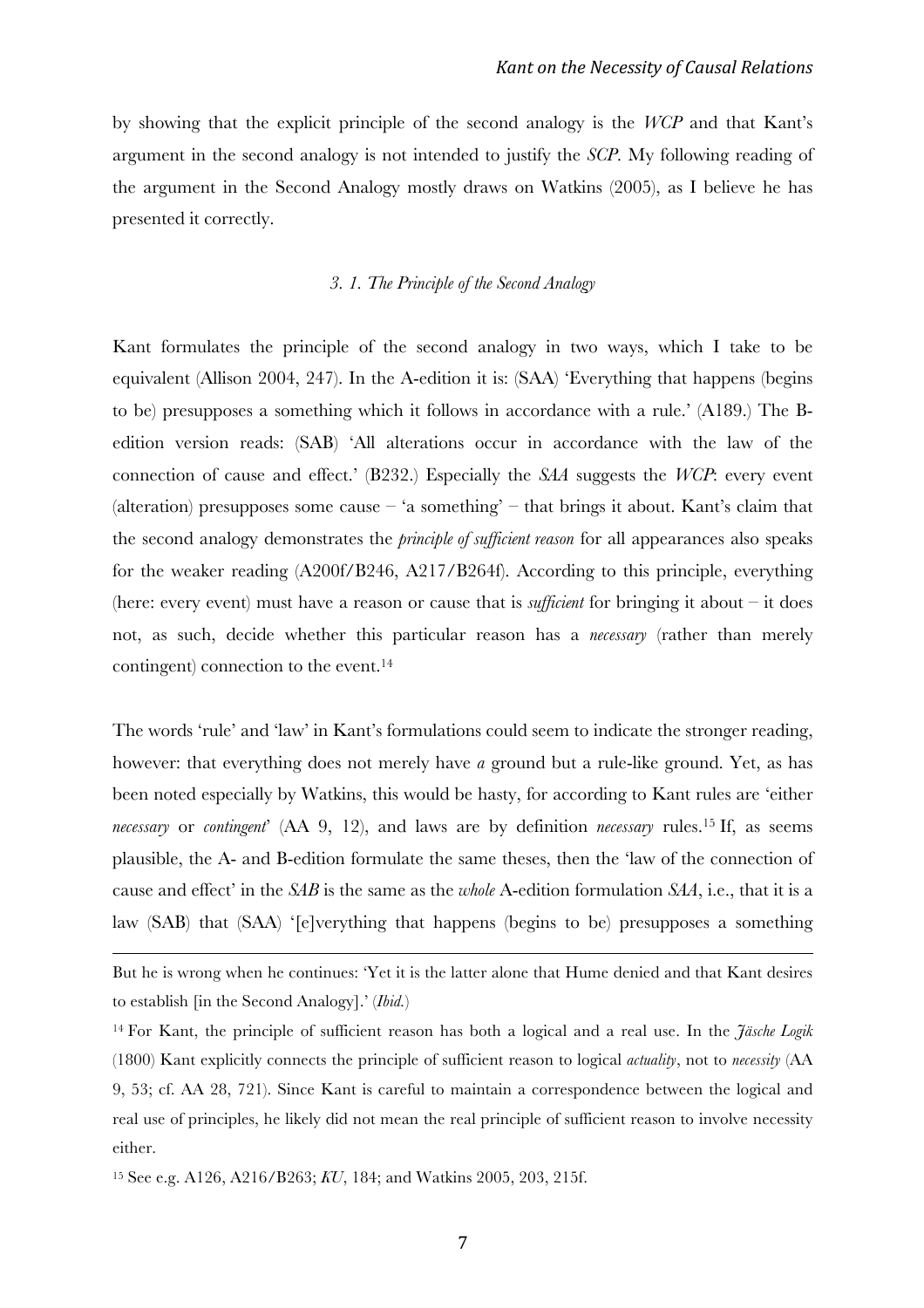by showing that the explicit principle of the second analogy is the *WCP* and that Kant's argument in the second analogy is not intended to justify the *SCP*. My following reading of the argument in the Second Analogy mostly draws on Watkins (2005), as I believe he has presented it correctly.

### *3. 1. The Principle of the Second Analogy*

Kant formulates the principle of the second analogy in two ways, which I take to be equivalent (Allison 2004, 247). In the A-edition it is: (SAA) 'Everything that happens (begins to be) presupposes a something which it follows in accordance with a rule.' (A189.) The B-edition version reads: (SAB) 'All alterations occur in accordance with the law of the connection of cause and effect.' (B232.) Especially the *SAA* suggests the *WCP*: every event (alteration) presupposes some cause – 'a something' – that brings it about. Kant's claim that the second analogy demonstrates the *principle of sufficient reason* for all appearances also speaks for the weaker reading (A200f/B246, A217/B264f). According to this principle, everything (here: every event) must have a reason or cause that is *sufficient* for bringing it about – it does not, as such, decide whether this particular reason has a *necessary* (rather than merely contingent) connection to the event.[14]

The words 'rule' and 'law' in Kant's formulations could seem to indicate the stronger reading, however: that everything does not merely have *a* ground but a rule-like ground. Yet, as has been noted especially by Watkins, this would be hasty, for according to Kant rules are 'either *necessary* or *contingent*' (AA 9, 12), and laws are by definition *necessary* rules.[15] If, as seems plausible, the A- and B-edition formulate the same theses, then the 'law of the connection of cause and effect' in the *SAB* is the same as the *whole* A-edition formulation *SAA*, i.e., that it is a law (SAB) that (SAA) '[e]verything that happens (begins to be) presupposes a something

---

But he is wrong when he continues: 'Yet it is the latter alone that Hume denied and that Kant desires to establish [in the Second Analogy].' (*Ibid.*)

[14] For Kant, the principle of sufficient reason has both a logical and a real use. In the *Jäsche Logik* (1800) Kant explicitly connects the principle of sufficient reason to logical *actuality*, not to *necessity* (AA 9, 53; cf. AA 28, 721). Since Kant is careful to maintain a correspondence between the logical and real use of principles, he likely did not mean the real principle of sufficient reason to involve necessity either.

[15] See e.g. A126, A216/B263; *KU*, 184; and Watkins 2005, 203, 215f.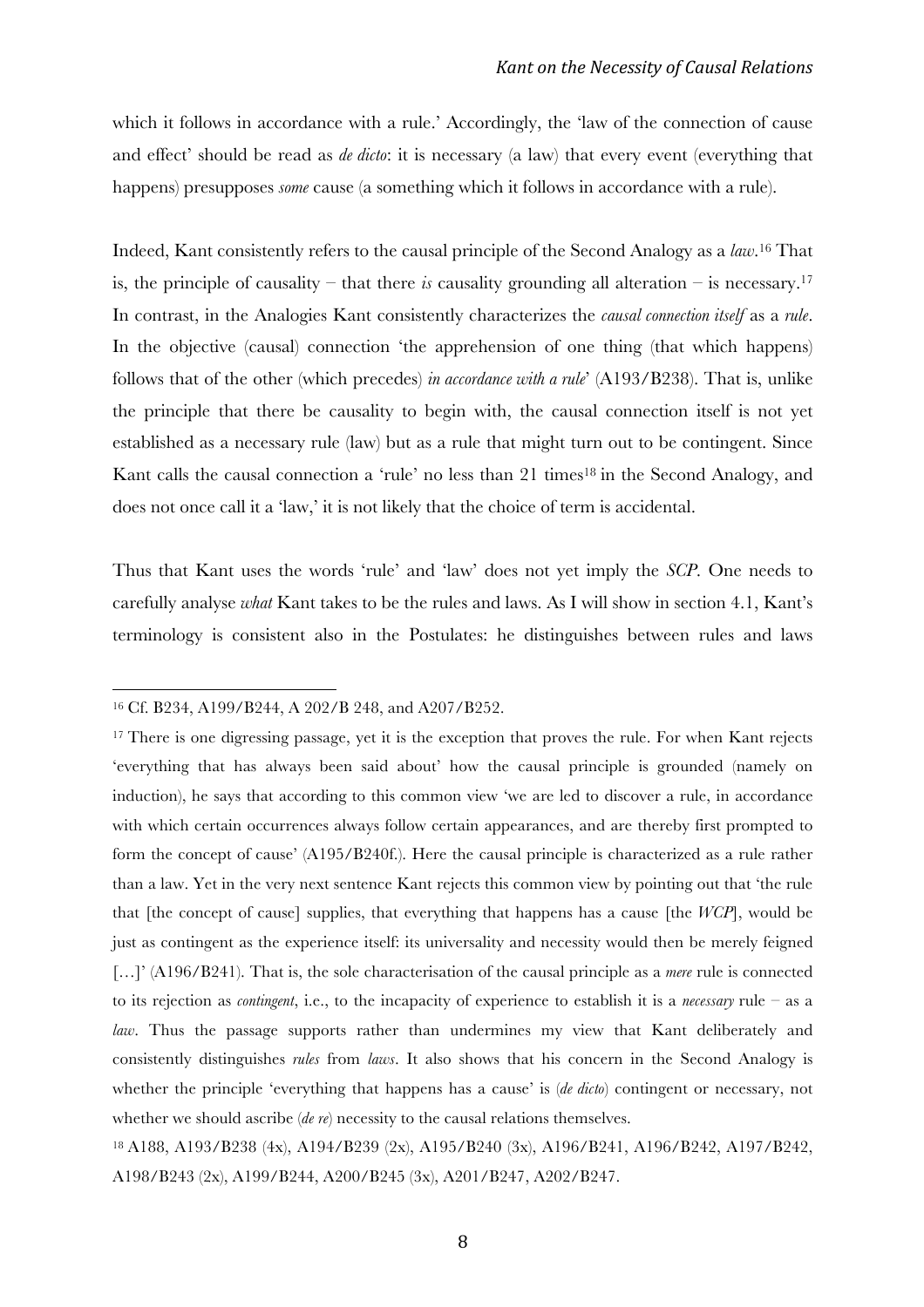which it follows in accordance with a rule.' Accordingly, the 'law of the connection of cause and effect' should be read as *de dicto*: it is necessary (a law) that every event (everything that happens) presupposes *some* cause (a something which it follows in accordance with a rule).

Indeed, Kant consistently refers to the causal principle of the Second Analogy as a *law*.[16] That is, the principle of causality – that there *is* causality grounding all alteration – is necessary.[17] In contrast, in the Analogies Kant consistently characterizes the *causal connection itself* as a *rule*. In the objective (causal) connection 'the apprehension of one thing (that which happens) follows that of the other (which precedes) *in accordance with a rule*' (A193/B238). That is, unlike the principle that there be causality to begin with, the causal connection itself is not yet established as a necessary rule (law) but as a rule that might turn out to be contingent. Since Kant calls the causal connection a 'rule' no less than 21 times[18] in the Second Analogy, and does not once call it a 'law,' it is not likely that the choice of term is accidental.

Thus that Kant uses the words 'rule' and 'law' does not yet imply the *SCP*. One needs to carefully analyse *what* Kant takes to be the rules and laws. As I will show in section 4.1, Kant's terminology is consistent also in the Postulates: he distinguishes between rules and laws

---

[16] Cf. B234, A199/B244, A 202/B 248, and A207/B252.

[17] There is one digressing passage, yet it is the exception that proves the rule. For when Kant rejects 'everything that has always been said about' how the causal principle is grounded (namely on induction), he says that according to this common view 'we are led to discover a rule, in accordance with which certain occurrences always follow certain appearances, and are thereby first prompted to form the concept of cause' (A195/B240f.). Here the causal principle is characterized as a rule rather than a law. Yet in the very next sentence Kant rejects this common view by pointing out that 'the rule that [the concept of cause] supplies, that everything that happens has a cause [the *WCP*], would be just as contingent as the experience itself: its universality and necessity would then be merely feigned […]' (A196/B241). That is, the sole characterisation of the causal principle as a *mere* rule is connected to its rejection as *contingent*, i.e., to the incapacity of experience to establish it is a *necessary* rule – as a *law*. Thus the passage supports rather than undermines my view that Kant deliberately and consistently distinguishes *rules* from *laws*. It also shows that his concern in the Second Analogy is whether the principle 'everything that happens has a cause' is (*de dicto*) contingent or necessary, not whether we should ascribe (*de re*) necessity to the causal relations themselves.

[18] A188, A193/B238 (4x), A194/B239 (2x), A195/B240 (3x), A196/B241, A196/B242, A197/B242, A198/B243 (2x), A199/B244, A200/B245 (3x), A201/B247, A202/B247.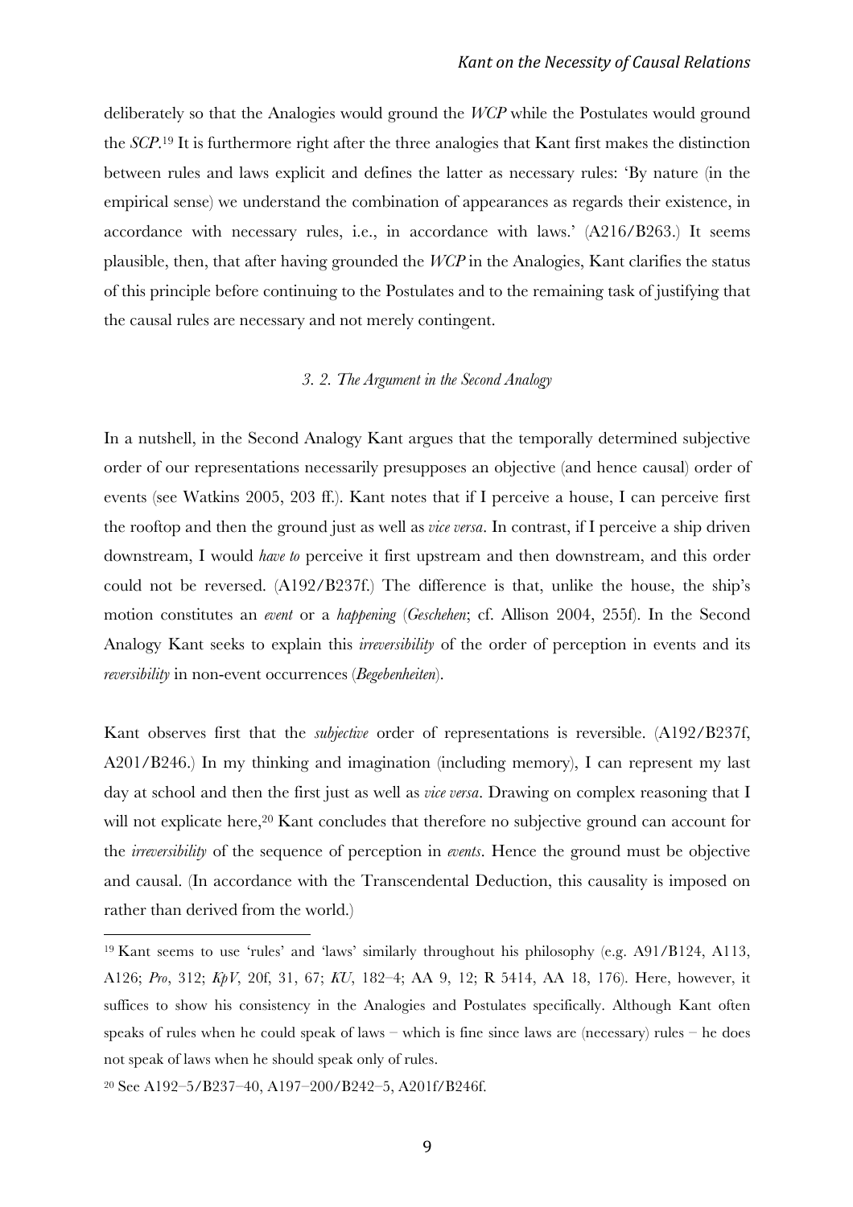deliberately so that the Analogies would ground the *WCP* while the Postulates would ground the *SCP*.[19] It is furthermore right after the three analogies that Kant first makes the distinction between rules and laws explicit and defines the latter as necessary rules: 'By nature (in the empirical sense) we understand the combination of appearances as regards their existence, in accordance with necessary rules, i.e., in accordance with laws.' (A216/B263.) It seems plausible, then, that after having grounded the *WCP* in the Analogies, Kant clarifies the status of this principle before continuing to the Postulates and to the remaining task of justifying that the causal rules are necessary and not merely contingent.

### *3. 2. The Argument in the Second Analogy*

In a nutshell, in the Second Analogy Kant argues that the temporally determined subjective order of our representations necessarily presupposes an objective (and hence causal) order of events (see Watkins 2005, 203 ff.). Kant notes that if I perceive a house, I can perceive first the rooftop and then the ground just as well as *vice versa*. In contrast, if I perceive a ship driven downstream, I would *have to* perceive it first upstream and then downstream, and this order could not be reversed. (A192/B237f.) The difference is that, unlike the house, the ship's motion constitutes an *event* or a *happening* (*Geschehen*; cf. Allison 2004, 255f). In the Second Analogy Kant seeks to explain this *irreversibility* of the order of perception in events and its *reversibility* in non-event occurrences (*Begebenheiten*).

Kant observes first that the *subjective* order of representations is reversible. (A192/B237f, A201/B246.) In my thinking and imagination (including memory), I can represent my last day at school and then the first just as well as *vice versa*. Drawing on complex reasoning that I will not explicate here,[20] Kant concludes that therefore no subjective ground can account for the *irreversibility* of the sequence of perception in *events*. Hence the ground must be objective and causal. (In accordance with the Transcendental Deduction, this causality is imposed on rather than derived from the world.)

---

[19] Kant seems to use 'rules' and 'laws' similarly throughout his philosophy (e.g. A91/B124, A113, A126; *Pro*, 312; *KpV*, 20f, 31, 67; *KU*, 182–4; AA 9, 12; R 5414, AA 18, 176). Here, however, it suffices to show his consistency in the Analogies and Postulates specifically. Although Kant often speaks of rules when he could speak of laws – which is fine since laws are (necessary) rules – he does not speak of laws when he should speak only of rules.

[20] See A192–5/B237–40, A197–200/B242–5, A201f/B246f.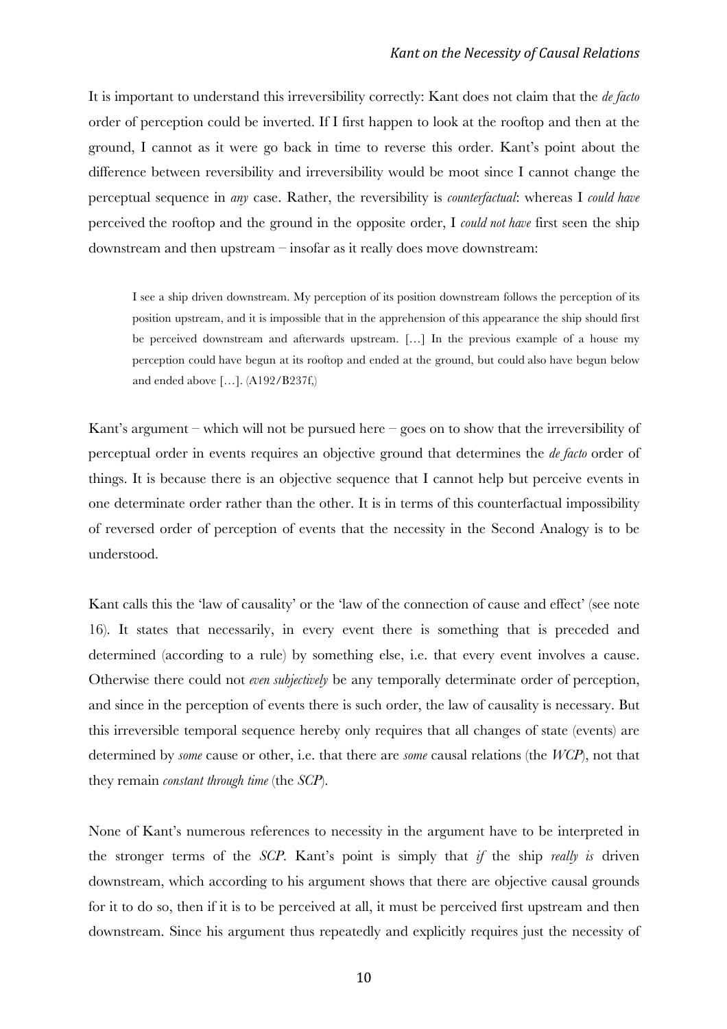It is important to understand this irreversibility correctly: Kant does not claim that the *de facto* order of perception could be inverted. If I first happen to look at the rooftop and then at the ground, I cannot as it were go back in time to reverse this order. Kant's point about the difference between reversibility and irreversibility would be moot since I cannot change the perceptual sequence in *any* case. Rather, the reversibility is *counterfactual*: whereas I *could have* perceived the rooftop and the ground in the opposite order, I *could not have* first seen the ship downstream and then upstream – insofar as it really does move downstream:

> I see a ship driven downstream. My perception of its position downstream follows the perception of its position upstream, and it is impossible that in the apprehension of this appearance the ship should first be perceived downstream and afterwards upstream. […] In the previous example of a house my perception could have begun at its rooftop and ended at the ground, but could also have begun below and ended above […]. (A192/B237f,)

Kant's argument – which will not be pursued here – goes on to show that the irreversibility of perceptual order in events requires an objective ground that determines the *de facto* order of things. It is because there is an objective sequence that I cannot help but perceive events in one determinate order rather than the other. It is in terms of this counterfactual impossibility of reversed order of perception of events that the necessity in the Second Analogy is to be understood.

Kant calls this the 'law of causality' or the 'law of the connection of cause and effect' (see note 16). It states that necessarily, in every event there is something that is preceded and determined (according to a rule) by something else, i.e. that every event involves a cause. Otherwise there could not *even subjectively* be any temporally determinate order of perception, and since in the perception of events there is such order, the law of causality is necessary. But this irreversible temporal sequence hereby only requires that all changes of state (events) are determined by *some* cause or other, i.e. that there are *some* causal relations (the *WCP*), not that they remain *constant through time* (the *SCP*).

None of Kant's numerous references to necessity in the argument have to be interpreted in the stronger terms of the *SCP*. Kant's point is simply that *if* the ship *really is* driven downstream, which according to his argument shows that there are objective causal grounds for it to do so, then if it is to be perceived at all, it must be perceived first upstream and then downstream. Since his argument thus repeatedly and explicitly requires just the necessity of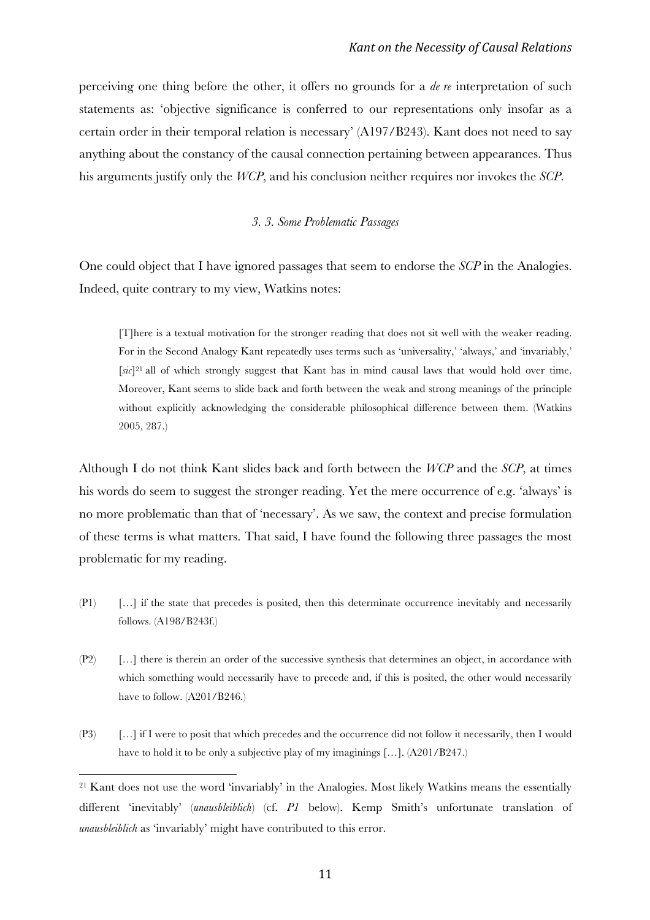perceiving one thing before the other, it offers no grounds for a *de re* interpretation of such statements as: 'objective significance is conferred to our representations only insofar as a certain order in their temporal relation is necessary' (A197/B243). Kant does not need to say anything about the constancy of the causal connection pertaining between appearances. Thus his arguments justify only the *WCP*, and his conclusion neither requires nor invokes the *SCP*.

### *3. 3. Some Problematic Passages*

One could object that I have ignored passages that seem to endorse the *SCP* in the Analogies. Indeed, quite contrary to my view, Watkins notes:

> [T]here is a textual motivation for the stronger reading that does not sit well with the weaker reading. For in the Second Analogy Kant repeatedly uses terms such as 'universality,' 'always,' and 'invariably,' [*sic*][21] all of which strongly suggest that Kant has in mind causal laws that would hold over time. Moreover, Kant seems to slide back and forth between the weak and strong meanings of the principle without explicitly acknowledging the considerable philosophical difference between them. (Watkins 2005, 287.)

Although I do not think Kant slides back and forth between the *WCP* and the *SCP*, at times his words do seem to suggest the stronger reading. Yet the mere occurrence of e.g. 'always' is no more problematic than that of 'necessary'. As we saw, the context and precise formulation of these terms is what matters. That said, I have found the following three passages the most problematic for my reading.

(P1) […] if the state that precedes is posited, then this determinate occurrence inevitably and necessarily follows. (A198/B243f.)

(P2) […] there is therein an order of the successive synthesis that determines an object, in accordance with which something would necessarily have to precede and, if this is posited, the other would necessarily have to follow. (A201/B246.)

(P3) […] if I were to posit that which precedes and the occurrence did not follow it necessarily, then I would have to hold it to be only a subjective play of my imaginings […]. (A201/B247.)

---

[21] Kant does not use the word 'invariably' in the Analogies. Most likely Watkins means the essentially different 'inevitably' (*unausbleiblich*) (cf. *P1* below). Kemp Smith's unfortunate translation of *unausbleiblich* as 'invariably' might have contributed to this error.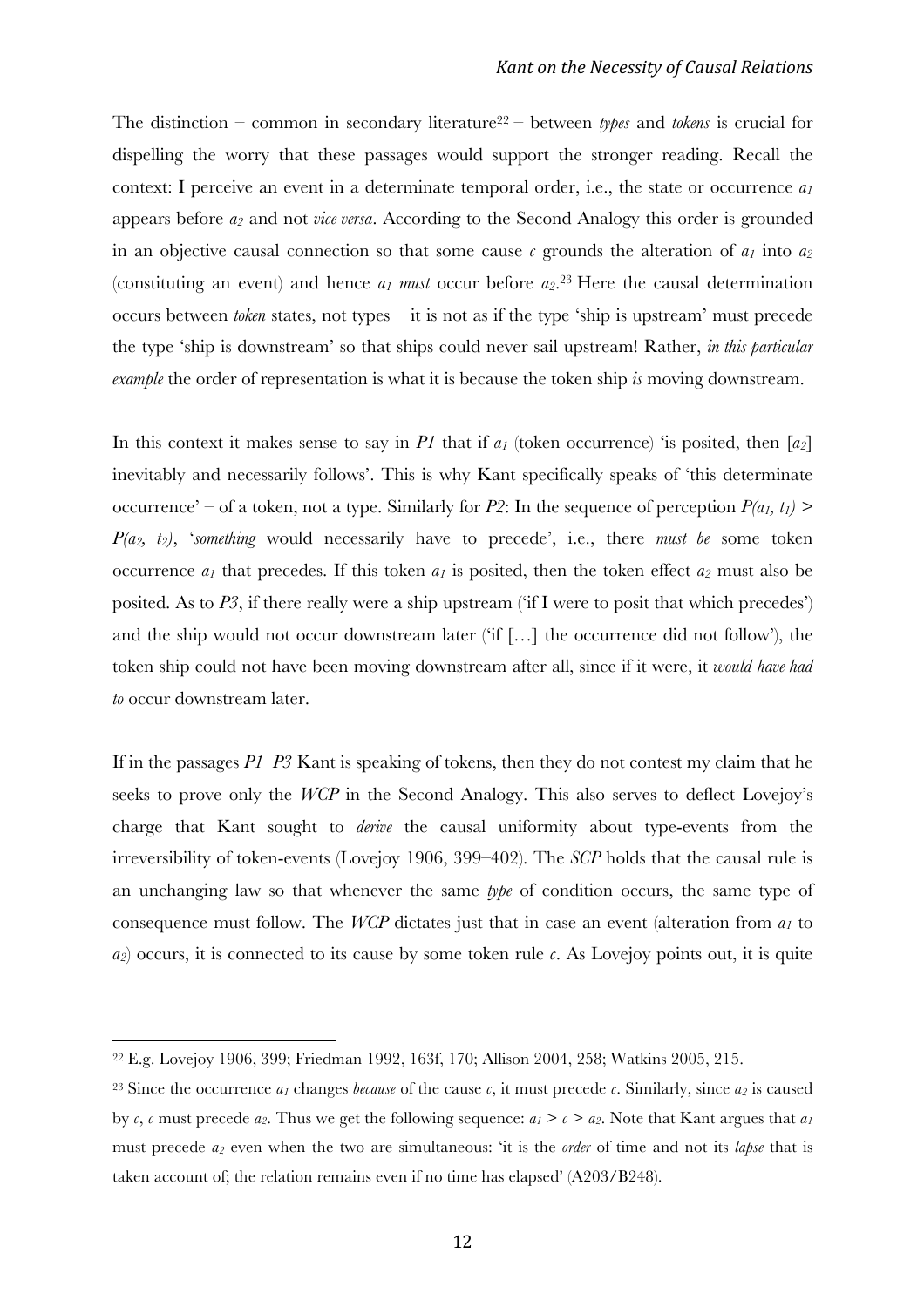The distinction – common in secondary literature[22] – between *types* and *tokens* is crucial for dispelling the worry that these passages would support the stronger reading. Recall the context: I perceive an event in a determinate temporal order, i.e., the state or occurrence $a_1$ appears before $a_2$ and not *vice versa*. According to the Second Analogy this order is grounded in an objective causal connection so that some cause $c$ grounds the alteration of $a_1$ into $a_2$ (constituting an event) and hence $a_1$ *must* occur before $a_2$.[23] Here the causal determination occurs between *token* states, not types – it is not as if the type 'ship is upstream' must precede the type 'ship is downstream' so that ships could never sail upstream! Rather, *in this particular example* the order of representation is what it is because the token ship *is* moving downstream.

In this context it makes sense to say in *P1* that if $a_1$ (token occurrence) 'is posited, then [$a_2$] inevitably and necessarily follows'. This is why Kant specifically speaks of 'this determinate occurrence' – of a token, not a type. Similarly for *P2*: In the sequence of perception $P(a_1, t_1) > P(a_2, t_2)$, '*something* would necessarily have to precede', i.e., there *must be* some token occurrence $a_1$ that precedes. If this token $a_1$ is posited, then the token effect $a_2$ must also be posited. As to *P3*, if there really were a ship upstream ('if I were to posit that which precedes') and the ship would not occur downstream later ('if […] the occurrence did not follow'), the token ship could not have been moving downstream after all, since if it were, it *would have had to* occur downstream later.

If in the passages *P1*–*P3* Kant is speaking of tokens, then they do not contest my claim that he seeks to prove only the *WCP* in the Second Analogy. This also serves to deflect Lovejoy's charge that Kant sought to *derive* the causal uniformity about type-events from the irreversibility of token-events (Lovejoy 1906, 399–402). The *SCP* holds that the causal rule is an unchanging law so that whenever the same *type* of condition occurs, the same type of consequence must follow. The *WCP* dictates just that in case an event (alteration from $a_1$ to $a_2$) occurs, it is connected to its cause by some token rule $c$. As Lovejoy points out, it is quite

---

[22] E.g. Lovejoy 1906, 399; Friedman 1992, 163f, 170; Allison 2004, 258; Watkins 2005, 215.

[23] Since the occurrence $a_1$ changes *because* of the cause $c$, it must precede $c$. Similarly, since $a_2$ is caused by $c$, $c$ must precede $a_2$. Thus we get the following sequence: $a_1 > c > a_2$. Note that Kant argues that $a_1$ must precede $a_2$ even when the two are simultaneous: 'it is the *order* of time and not its *lapse* that is taken account of; the relation remains even if no time has elapsed' (A203/B248).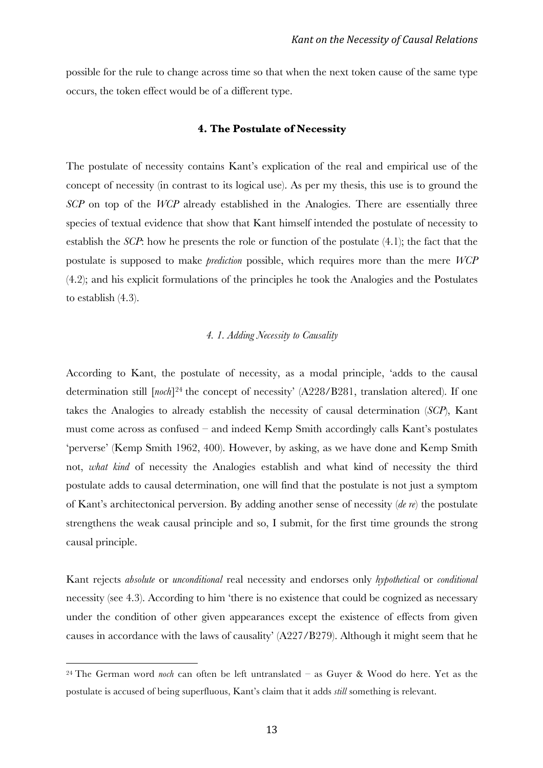possible for the rule to change across time so that when the next token cause of the same type occurs, the token effect would be of a different type.

## 4. The Postulate of Necessity

The postulate of necessity contains Kant's explication of the real and empirical use of the concept of necessity (in contrast to its logical use). As per my thesis, this use is to ground the *SCP* on top of the *WCP* already established in the Analogies. There are essentially three species of textual evidence that show that Kant himself intended the postulate of necessity to establish the *SCP*: how he presents the role or function of the postulate (4.1); the fact that the postulate is supposed to make *prediction* possible, which requires more than the mere *WCP* (4.2); and his explicit formulations of the principles he took the Analogies and the Postulates to establish (4.3).

### *4. 1. Adding Necessity to Causality*

According to Kant, the postulate of necessity, as a modal principle, 'adds to the causal determination still [*noch*][24] the concept of necessity' (A228/B281, translation altered). If one takes the Analogies to already establish the necessity of causal determination (*SCP*), Kant must come across as confused – and indeed Kemp Smith accordingly calls Kant's postulates 'perverse' (Kemp Smith 1962, 400). However, by asking, as we have done and Kemp Smith not, *what kind* of necessity the Analogies establish and what kind of necessity the third postulate adds to causal determination, one will find that the postulate is not just a symptom of Kant's architectonical perversion. By adding another sense of necessity (*de re*) the postulate strengthens the weak causal principle and so, I submit, for the first time grounds the strong causal principle.

Kant rejects *absolute* or *unconditional* real necessity and endorses only *hypothetical* or *conditional* necessity (see 4.3). According to him 'there is no existence that could be cognized as necessary under the condition of other given appearances except the existence of effects from given causes in accordance with the laws of causality' (A227/B279). Although it might seem that he

[24] The German word *noch* can often be left untranslated – as Guyer & Wood do here. Yet as the postulate is accused of being superfluous, Kant's claim that it adds *still* something is relevant.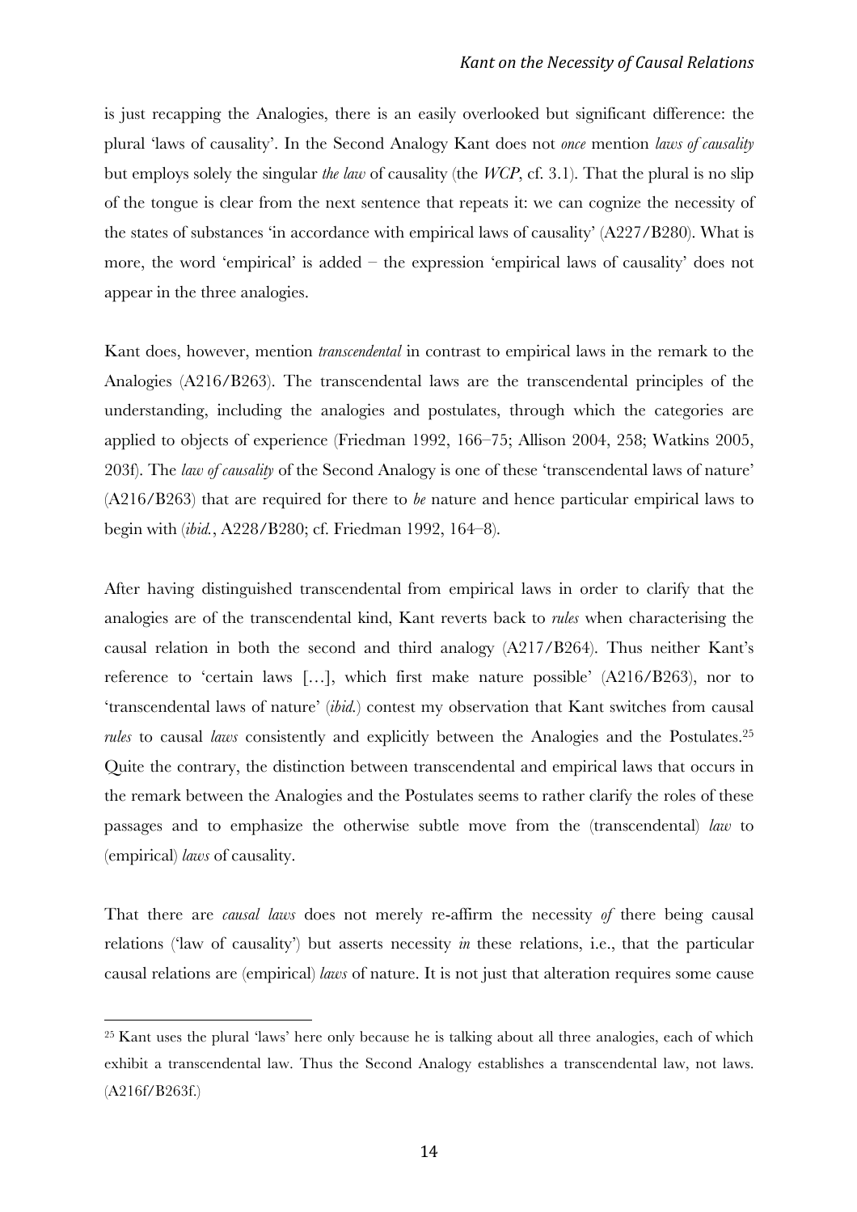is just recapping the Analogies, there is an easily overlooked but significant difference: the plural 'laws of causality'. In the Second Analogy Kant does not *once* mention *laws of causality* but employs solely the singular *the law* of causality (the *WCP*, cf. 3.1). That the plural is no slip of the tongue is clear from the next sentence that repeats it: we can cognize the necessity of the states of substances 'in accordance with empirical laws of causality' (A227/B280). What is more, the word 'empirical' is added – the expression 'empirical laws of causality' does not appear in the three analogies.

Kant does, however, mention *transcendental* in contrast to empirical laws in the remark to the Analogies (A216/B263). The transcendental laws are the transcendental principles of the understanding, including the analogies and postulates, through which the categories are applied to objects of experience (Friedman 1992, 166–75; Allison 2004, 258; Watkins 2005, 203f). The *law of causality* of the Second Analogy is one of these 'transcendental laws of nature' (A216/B263) that are required for there to *be* nature and hence particular empirical laws to begin with (*ibid.*, A228/B280; cf. Friedman 1992, 164–8).

After having distinguished transcendental from empirical laws in order to clarify that the analogies are of the transcendental kind, Kant reverts back to *rules* when characterising the causal relation in both the second and third analogy (A217/B264). Thus neither Kant's reference to 'certain laws […], which first make nature possible' (A216/B263), nor to 'transcendental laws of nature' (*ibid.*) contest my observation that Kant switches from causal *rules* to causal *laws* consistently and explicitly between the Analogies and the Postulates.[25] Quite the contrary, the distinction between transcendental and empirical laws that occurs in the remark between the Analogies and the Postulates seems to rather clarify the roles of these passages and to emphasize the otherwise subtle move from the (transcendental) *law* to (empirical) *laws* of causality.

That there are *causal laws* does not merely re-affirm the necessity *of* there being causal relations ('law of causality') but asserts necessity *in* these relations, i.e., that the particular causal relations are (empirical) *laws* of nature. It is not just that alteration requires some cause

---

[25] Kant uses the plural 'laws' here only because he is talking about all three analogies, each of which exhibit a transcendental law. Thus the Second Analogy establishes a transcendental law, not laws. (A216f/B263f.)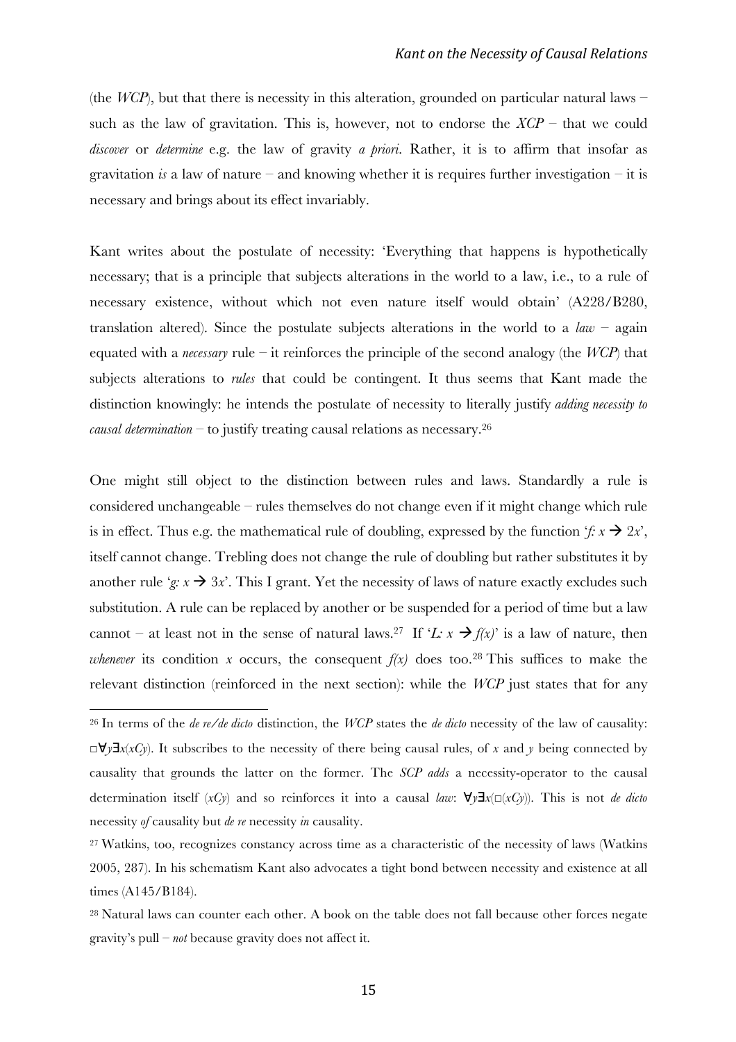(the *WCP*), but that there is necessity in this alteration, grounded on particular natural laws – such as the law of gravitation. This is, however, not to endorse the *XCP* – that we could *discover* or *determine* e.g. the law of gravity *a priori*. Rather, it is to affirm that insofar as gravitation *is* a law of nature – and knowing whether it is requires further investigation – it is necessary and brings about its effect invariably.

Kant writes about the postulate of necessity: 'Everything that happens is hypothetically necessary; that is a principle that subjects alterations in the world to a law, i.e., to a rule of necessary existence, without which not even nature itself would obtain' (A228/B280, translation altered). Since the postulate subjects alterations in the world to a *law* – again equated with a *necessary* rule – it reinforces the principle of the second analogy (the *WCP*) that subjects alterations to *rules* that could be contingent. It thus seems that Kant made the distinction knowingly: he intends the postulate of necessity to literally justify *adding necessity to causal determination* – to justify treating causal relations as necessary.[26]

One might still object to the distinction between rules and laws. Standardly a rule is considered unchangeable – rules themselves do not change even if it might change which rule is in effect. Thus e.g. the mathematical rule of doubling, expressed by the function '$f: x \rightarrow 2x$', itself cannot change. Trebling does not change the rule of doubling but rather substitutes it by another rule '$g: x \rightarrow 3x$'. This I grant. Yet the necessity of laws of nature exactly excludes such substitution. A rule can be replaced by another or be suspended for a period of time but a law cannot – at least not in the sense of natural laws.[27] If '$L: x \rightarrow f(x)$' is a law of nature, then *whenever* its condition $x$ occurs, the consequent $f(x)$ does too.[28] This suffices to make the relevant distinction (reinforced in the next section): while the *WCP* just states that for any

---

[26] In terms of the *de re/de dicto* distinction, the *WCP* states the *de dicto* necessity of the law of causality: $\Box\forall y\exists x(xCy)$. It subscribes to the necessity of there being causal rules, of $x$ and $y$ being connected by causality that grounds the latter on the former. The *SCP adds* a necessity-operator to the causal determination itself ($xCy$) and so reinforces it into a causal *law*: $\forall y\exists x(\Box(xCy))$. This is not *de dicto* necessity *of* causality but *de re* necessity *in* causality.

[27] Watkins, too, recognizes constancy across time as a characteristic of the necessity of laws (Watkins 2005, 287). In his schematism Kant also advocates a tight bond between necessity and existence at all times (A145/B184).

[28] Natural laws can counter each other. A book on the table does not fall because other forces negate gravity's pull – *not* because gravity does not affect it.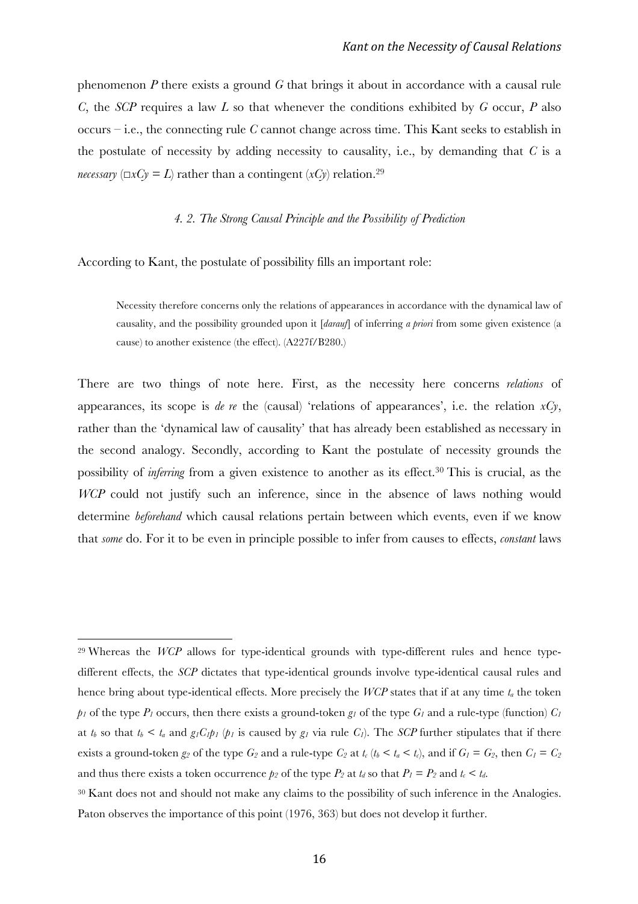phenomenon *P* there exists a ground *G* that brings it about in accordance with a causal rule *C*, the *SCP* requires a law *L* so that whenever the conditions exhibited by *G* occur, *P* also occurs – i.e., the connecting rule *C* cannot change across time. This Kant seeks to establish in the postulate of necessity by adding necessity to causality, i.e., by demanding that *C* is a *necessary* ($\Box xCy = L$) rather than a contingent ($xCy$) relation.[29]

### *4. 2. The Strong Causal Principle and the Possibility of Prediction*

According to Kant, the postulate of possibility fills an important role:

> Necessity therefore concerns only the relations of appearances in accordance with the dynamical law of causality, and the possibility grounded upon it [*darauf*] of inferring *a priori* from some given existence (a cause) to another existence (the effect). (A227f/B280.)

There are two things of note here. First, as the necessity here concerns *relations* of appearances, its scope is *de re* the (causal) 'relations of appearances', i.e. the relation $xCy$, rather than the 'dynamical law of causality' that has already been established as necessary in the second analogy. Secondly, according to Kant the postulate of necessity grounds the possibility of *inferring* from a given existence to another as its effect.[30] This is crucial, as the *WCP* could not justify such an inference, since in the absence of laws nothing would determine *beforehand* which causal relations pertain between which events, even if we know that *some* do. For it to be even in principle possible to infer from causes to effects, *constant* laws

---

[29] Whereas the *WCP* allows for type-identical grounds with type-different rules and hence type-different effects, the *SCP* dictates that type-identical grounds involve type-identical causal rules and hence bring about type-identical effects. More precisely the *WCP* states that if at any time $t_a$ the token $p_1$ of the type $P_1$ occurs, then there exists a ground-token $g_1$ of the type $G_1$ and a rule-type (function) $C_1$ at $t_b$ so that $t_b < t_a$ and $g_1C_1p_1$ ($p_1$ is caused by $g_1$ via rule $C_1$). The *SCP* further stipulates that if there exists a ground-token $g_2$ of the type $G_2$ and a rule-type $C_2$ at $t_c$ ($t_b < t_a < t_c$), and if $G_1 = G_2$, then $C_1 = C_2$ and thus there exists a token occurrence $p_2$ of the type $P_2$ at $t_d$ so that $P_1 = P_2$ and $t_c < t_d$.

[30] Kant does not and should not make any claims to the possibility of such inference in the Analogies. Paton observes the importance of this point (1976, 363) but does not develop it further.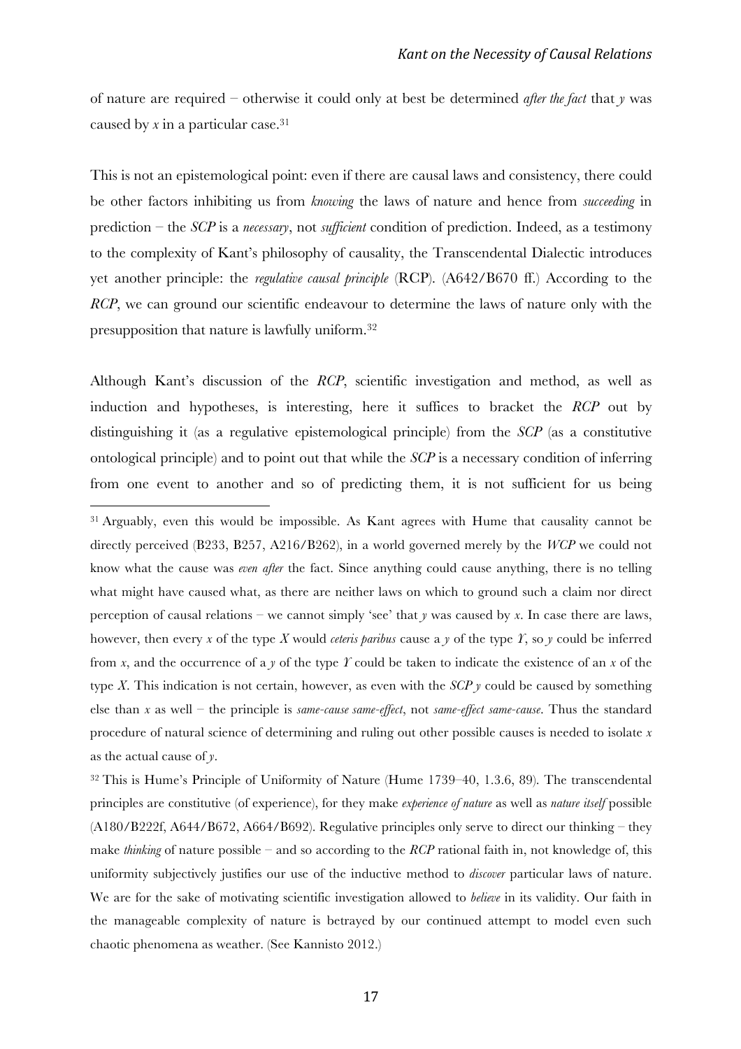of nature are required – otherwise it could only at best be determined *after the fact* that *y* was caused by *x* in a particular case.[31]

This is not an epistemological point: even if there are causal laws and consistency, there could be other factors inhibiting us from *knowing* the laws of nature and hence from *succeeding* in prediction – the *SCP* is a *necessary*, not *sufficient* condition of prediction. Indeed, as a testimony to the complexity of Kant's philosophy of causality, the Transcendental Dialectic introduces yet another principle: the *regulative causal principle* (RCP). (A642/B670 ff.) According to the *RCP*, we can ground our scientific endeavour to determine the laws of nature only with the presupposition that nature is lawfully uniform.[32]

Although Kant's discussion of the *RCP*, scientific investigation and method, as well as induction and hypotheses, is interesting, here it suffices to bracket the *RCP* out by distinguishing it (as a regulative epistemological principle) from the *SCP* (as a constitutive ontological principle) and to point out that while the *SCP* is a necessary condition of inferring from one event to another and so of predicting them, it is not sufficient for us being

[31] Arguably, even this would be impossible. As Kant agrees with Hume that causality cannot be directly perceived (B233, B257, A216/B262), in a world governed merely by the *WCP* we could not know what the cause was *even after* the fact. Since anything could cause anything, there is no telling what might have caused what, as there are neither laws on which to ground such a claim nor direct perception of causal relations – we cannot simply 'see' that *y* was caused by *x*. In case there are laws, however, then every *x* of the type *X* would *ceteris paribus* cause a *y* of the type *Y*, so *y* could be inferred from *x*, and the occurrence of a *y* of the type *Y* could be taken to indicate the existence of an *x* of the type *X*. This indication is not certain, however, as even with the *SCP y* could be caused by something else than *x* as well – the principle is *same-cause same-effect*, not *same-effect same-cause*. Thus the standard procedure of natural science of determining and ruling out other possible causes is needed to isolate *x* as the actual cause of *y*.

[32] This is Hume's Principle of Uniformity of Nature (Hume 1739–40, 1.3.6, 89). The transcendental principles are constitutive (of experience), for they make *experience of nature* as well as *nature itself* possible (A180/B222f, A644/B672, A664/B692). Regulative principles only serve to direct our thinking – they make *thinking* of nature possible – and so according to the *RCP* rational faith in, not knowledge of, this uniformity subjectively justifies our use of the inductive method to *discover* particular laws of nature. We are for the sake of motivating scientific investigation allowed to *believe* in its validity. Our faith in the manageable complexity of nature is betrayed by our continued attempt to model even such chaotic phenomena as weather. (See Kannisto 2012.)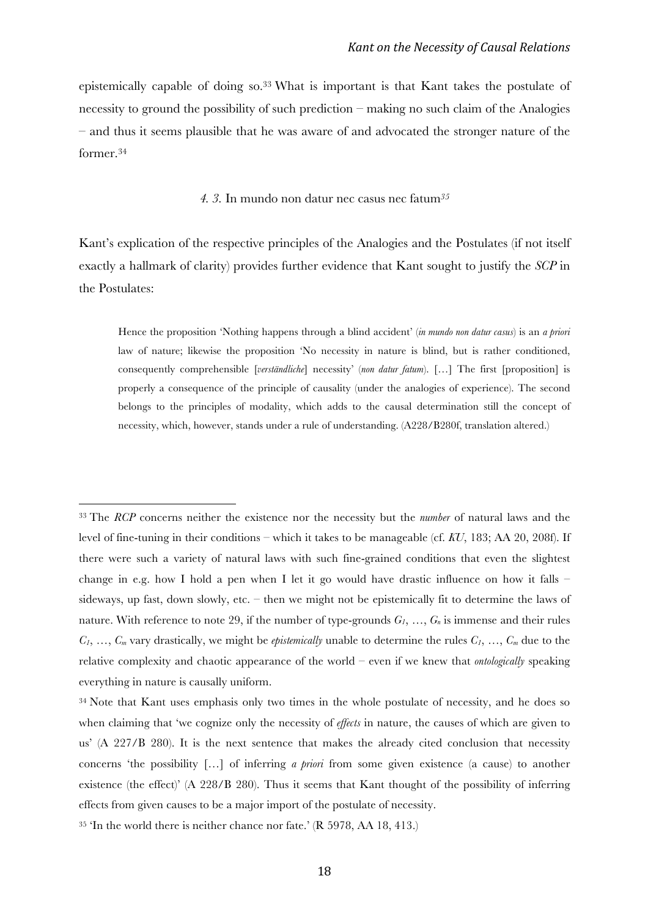epistemically capable of doing so.[33] What is important is that Kant takes the postulate of necessity to ground the possibility of such prediction – making no such claim of the Analogies – and thus it seems plausible that he was aware of and advocated the stronger nature of the former.[34]

### *4. 3.* In mundo non datur nec casus nec fatum[35]

Kant's explication of the respective principles of the Analogies and the Postulates (if not itself exactly a hallmark of clarity) provides further evidence that Kant sought to justify the *SCP* in the Postulates:

> Hence the proposition 'Nothing happens through a blind accident' (*in mundo non datur casus*) is an *a priori* law of nature; likewise the proposition 'No necessity in nature is blind, but is rather conditioned, consequently comprehensible [*verständliche*] necessity' (*non datur fatum*). […] The first [proposition] is properly a consequence of the principle of causality (under the analogies of experience). The second belongs to the principles of modality, which adds to the causal determination still the concept of necessity, which, however, stands under a rule of understanding. (A228/B280f, translation altered.)

---

[33] The *RCP* concerns neither the existence nor the necessity but the *number* of natural laws and the level of fine-tuning in their conditions – which it takes to be manageable (cf. *KU*, 183; AA 20, 208f). If there were such a variety of natural laws with such fine-grained conditions that even the slightest change in e.g. how I hold a pen when I let it go would have drastic influence on how it falls – sideways, up fast, down slowly, etc. – then we might not be epistemically fit to determine the laws of nature. With reference to note 29, if the number of type-grounds $G_1, \ldots, G_n$ is immense and their rules $C_1, \ldots, C_m$ vary drastically, we might be *epistemically* unable to determine the rules $C_1, \ldots, C_m$ due to the relative complexity and chaotic appearance of the world – even if we knew that *ontologically* speaking everything in nature is causally uniform.

[34] Note that Kant uses emphasis only two times in the whole postulate of necessity, and he does so when claiming that 'we cognize only the necessity of *effects* in nature, the causes of which are given to us' (A 227/B 280). It is the next sentence that makes the already cited conclusion that necessity concerns 'the possibility […] of inferring *a priori* from some given existence (a cause) to another existence (the effect)' (A 228/B 280). Thus it seems that Kant thought of the possibility of inferring effects from given causes to be a major import of the postulate of necessity.

[35] 'In the world there is neither chance nor fate.' (R 5978, AA 18, 413.)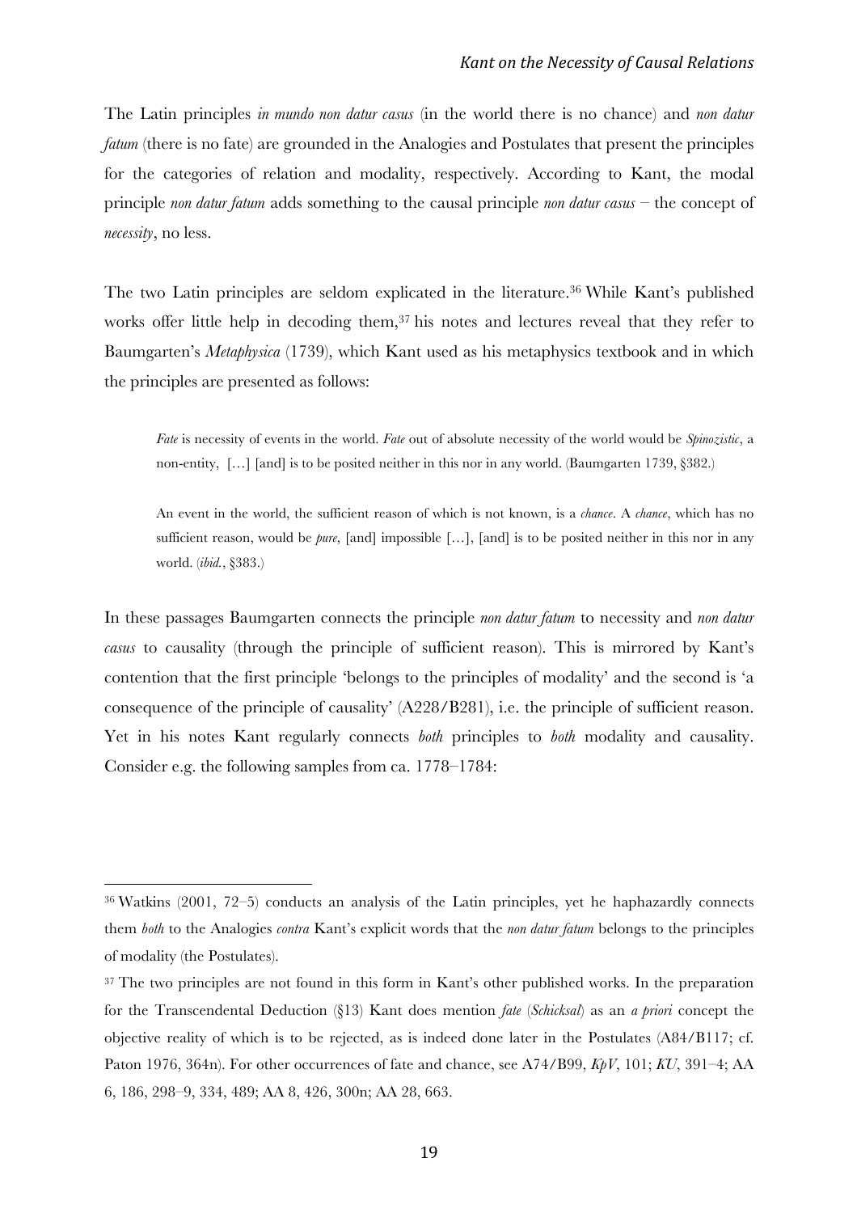The Latin principles *in mundo non datur casus* (in the world there is no chance) and *non datur fatum* (there is no fate) are grounded in the Analogies and Postulates that present the principles for the categories of relation and modality, respectively. According to Kant, the modal principle *non datur fatum* adds something to the causal principle *non datur casus* – the concept of *necessity*, no less.

The two Latin principles are seldom explicated in the literature.[36] While Kant's published works offer little help in decoding them,[37] his notes and lectures reveal that they refer to Baumgarten's *Metaphysica* (1739), which Kant used as his metaphysics textbook and in which the principles are presented as follows:

> *Fate* is necessity of events in the world. *Fate* out of absolute necessity of the world would be *Spinozistic*, a non-entity, […] [and] is to be posited neither in this nor in any world. (Baumgarten 1739, §382.)

> An event in the world, the sufficient reason of which is not known, is a *chance*. A *chance*, which has no sufficient reason, would be *pure*, [and] impossible […], [and] is to be posited neither in this nor in any world. (*ibid.*, §383.)

In these passages Baumgarten connects the principle *non datur fatum* to necessity and *non datur casus* to causality (through the principle of sufficient reason). This is mirrored by Kant's contention that the first principle 'belongs to the principles of modality' and the second is 'a consequence of the principle of causality' (A228/B281), i.e. the principle of sufficient reason. Yet in his notes Kant regularly connects *both* principles to *both* modality and causality. Consider e.g. the following samples from ca. 1778–1784:

---

[36] Watkins (2001, 72–5) conducts an analysis of the Latin principles, yet he haphazardly connects them *both* to the Analogies *contra* Kant's explicit words that the *non datur fatum* belongs to the principles of modality (the Postulates).

[37] The two principles are not found in this form in Kant's other published works. In the preparation for the Transcendental Deduction (§13) Kant does mention *fate* (*Schicksal*) as an *a priori* concept the objective reality of which is to be rejected, as is indeed done later in the Postulates (A84/B117; cf. Paton 1976, 364n). For other occurrences of fate and chance, see A74/B99, *KpV*, 101; *KU*, 391–4; AA 6, 186, 298–9, 334, 489; AA 8, 426, 300n; AA 28, 663.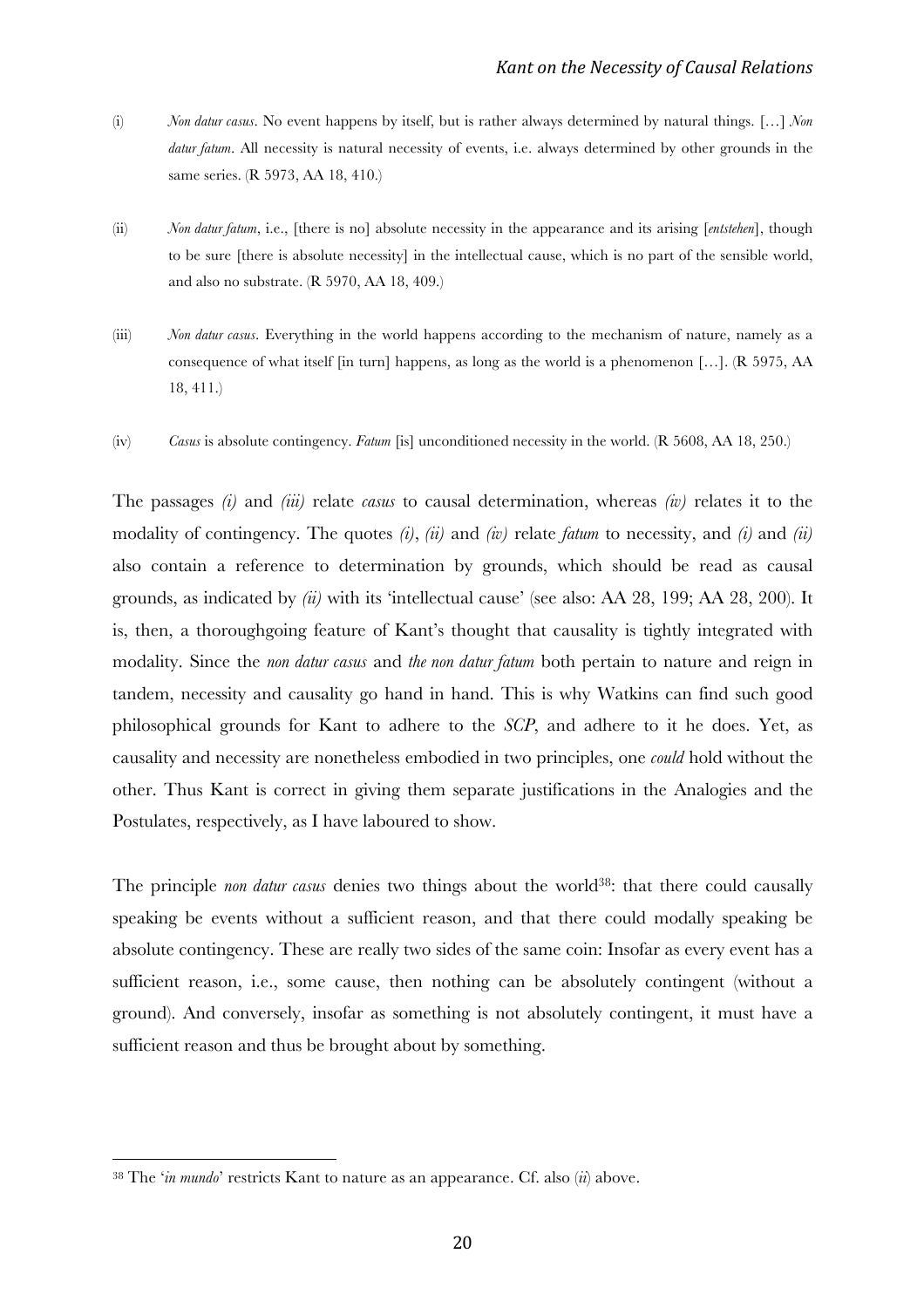(i) *Non datur casus*. No event happens by itself, but is rather always determined by natural things. […] *Non datur fatum*. All necessity is natural necessity of events, i.e. always determined by other grounds in the same series. (R 5973, AA 18, 410.)

(ii) *Non datur fatum*, i.e., [there is no] absolute necessity in the appearance and its arising [*entstehen*], though to be sure [there is absolute necessity] in the intellectual cause, which is no part of the sensible world, and also no substrate. (R 5970, AA 18, 409.)

(iii) *Non datur casus*. Everything in the world happens according to the mechanism of nature, namely as a consequence of what itself [in turn] happens, as long as the world is a phenomenon […]. (R 5975, AA 18, 411.)

(iv) *Casus* is absolute contingency. *Fatum* [is] unconditioned necessity in the world. (R 5608, AA 18, 250.)

The passages *(i)* and *(iii)* relate *casus* to causal determination, whereas *(iv)* relates it to the modality of contingency. The quotes *(i)*, *(ii)* and *(iv)* relate *fatum* to necessity, and *(i)* and *(ii)* also contain a reference to determination by grounds, which should be read as causal grounds, as indicated by *(ii)* with its 'intellectual cause' (see also: AA 28, 199; AA 28, 200). It is, then, a thoroughgoing feature of Kant's thought that causality is tightly integrated with modality. Since the *non datur casus* and *the non datur fatum* both pertain to nature and reign in tandem, necessity and causality go hand in hand. This is why Watkins can find such good philosophical grounds for Kant to adhere to the *SCP*, and adhere to it he does. Yet, as causality and necessity are nonetheless embodied in two principles, one *could* hold without the other. Thus Kant is correct in giving them separate justifications in the Analogies and the Postulates, respectively, as I have laboured to show.

The principle *non datur casus* denies two things about the world[38]: that there could causally speaking be events without a sufficient reason, and that there could modally speaking be absolute contingency. These are really two sides of the same coin: Insofar as every event has a sufficient reason, i.e., some cause, then nothing can be absolutely contingent (without a ground). And conversely, insofar as something is not absolutely contingent, it must have a sufficient reason and thus be brought about by something.

---

[38] The '*in mundo*' restricts Kant to nature as an appearance. Cf. also (*ii*) above.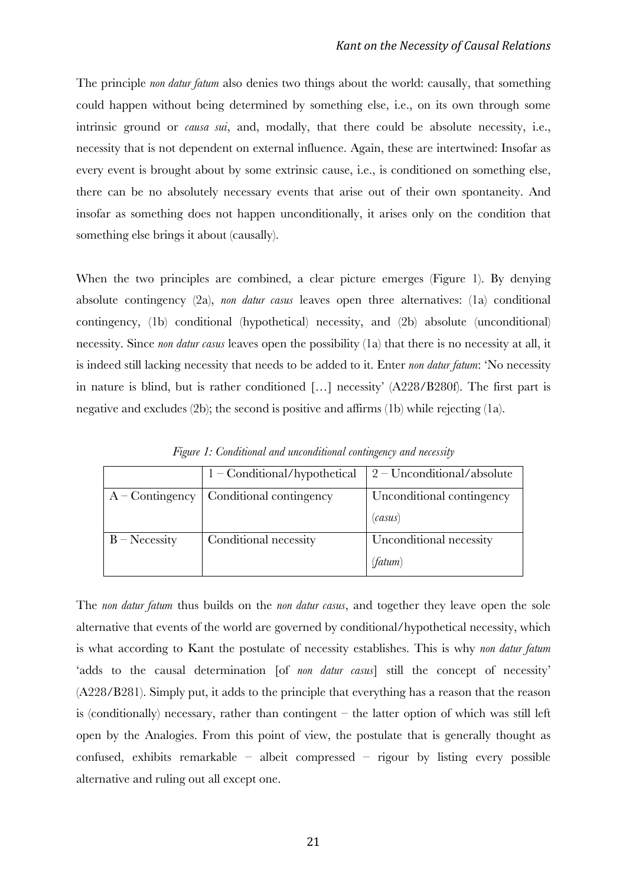The principle *non datur fatum* also denies two things about the world: causally, that something could happen without being determined by something else, i.e., on its own through some intrinsic ground or *causa sui*, and, modally, that there could be absolute necessity, i.e., necessity that is not dependent on external influence. Again, these are intertwined: Insofar as every event is brought about by some extrinsic cause, i.e., is conditioned on something else, there can be no absolutely necessary events that arise out of their own spontaneity. And insofar as something does not happen unconditionally, it arises only on the condition that something else brings it about (causally).

When the two principles are combined, a clear picture emerges (Figure 1). By denying absolute contingency (2a), *non datur casus* leaves open three alternatives: (1a) conditional contingency, (1b) conditional (hypothetical) necessity, and (2b) absolute (unconditional) necessity. Since *non datur casus* leaves open the possibility (1a) that there is no necessity at all, it is indeed still lacking necessity that needs to be added to it. Enter *non datur fatum*: 'No necessity in nature is blind, but is rather conditioned […] necessity' (A228/B280f). The first part is negative and excludes (2b); the second is positive and affirms (1b) while rejecting (1a).

*Figure 1: Conditional and unconditional contingency and necessity*

| | 1 – Conditional/hypothetical | 2 – Unconditional/absolute |
|---|---|---|
| A – Contingency | Conditional contingency | Unconditional contingency (*casus*) |
| B – Necessity | Conditional necessity | Unconditional necessity (*fatum*) |

The *non datur fatum* thus builds on the *non datur casus*, and together they leave open the sole alternative that events of the world are governed by conditional/hypothetical necessity, which is what according to Kant the postulate of necessity establishes. This is why *non datur fatum* 'adds to the causal determination [of *non datur casus*] still the concept of necessity' (A228/B281). Simply put, it adds to the principle that everything has a reason that the reason is (conditionally) necessary, rather than contingent – the latter option of which was still left open by the Analogies. From this point of view, the postulate that is generally thought as confused, exhibits remarkable – albeit compressed – rigour by listing every possible alternative and ruling out all except one.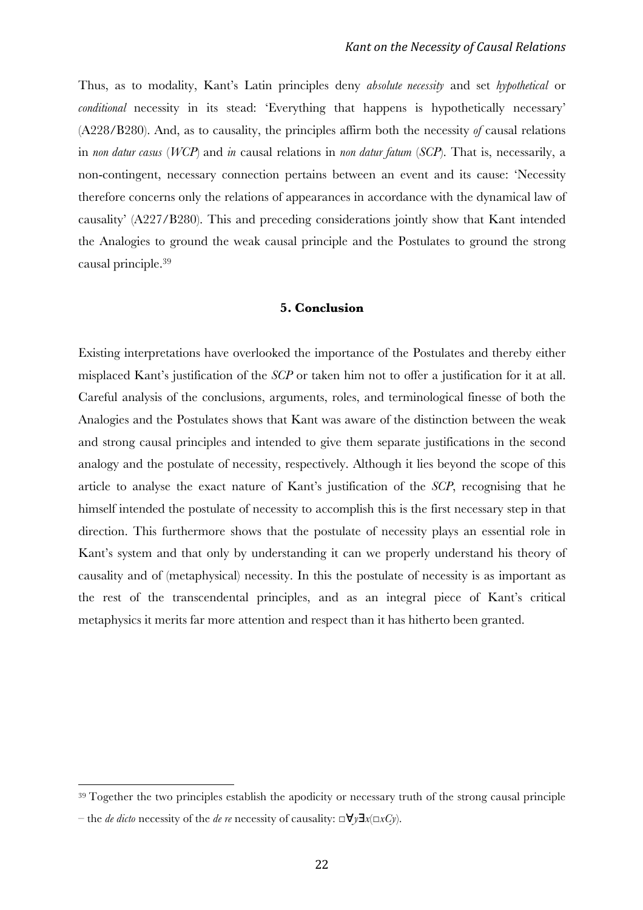Thus, as to modality, Kant's Latin principles deny *absolute necessity* and set *hypothetical* or *conditional* necessity in its stead: 'Everything that happens is hypothetically necessary' (A228/B280). And, as to causality, the principles affirm both the necessity *of* causal relations in *non datur casus* (*WCP*) and *in* causal relations in *non datur fatum* (*SCP*). That is, necessarily, a non-contingent, necessary connection pertains between an event and its cause: 'Necessity therefore concerns only the relations of appearances in accordance with the dynamical law of causality' (A227/B280). This and preceding considerations jointly show that Kant intended the Analogies to ground the weak causal principle and the Postulates to ground the strong causal principle.[39]

## 5. Conclusion

Existing interpretations have overlooked the importance of the Postulates and thereby either misplaced Kant's justification of the *SCP* or taken him not to offer a justification for it at all. Careful analysis of the conclusions, arguments, roles, and terminological finesse of both the Analogies and the Postulates shows that Kant was aware of the distinction between the weak and strong causal principles and intended to give them separate justifications in the second analogy and the postulate of necessity, respectively. Although it lies beyond the scope of this article to analyse the exact nature of Kant's justification of the *SCP*, recognising that he himself intended the postulate of necessity to accomplish this is the first necessary step in that direction. This furthermore shows that the postulate of necessity plays an essential role in Kant's system and that only by understanding it can we properly understand his theory of causality and of (metaphysical) necessity. In this the postulate of necessity is as important as the rest of the transcendental principles, and as an integral piece of Kant's critical metaphysics it merits far more attention and respect than it has hitherto been granted.

[39] Together the two principles establish the apodicity or necessary truth of the strong causal principle – the *de dicto* necessity of the *de re* necessity of causality: $\Box\forall y\exists x(\Box xCy)$.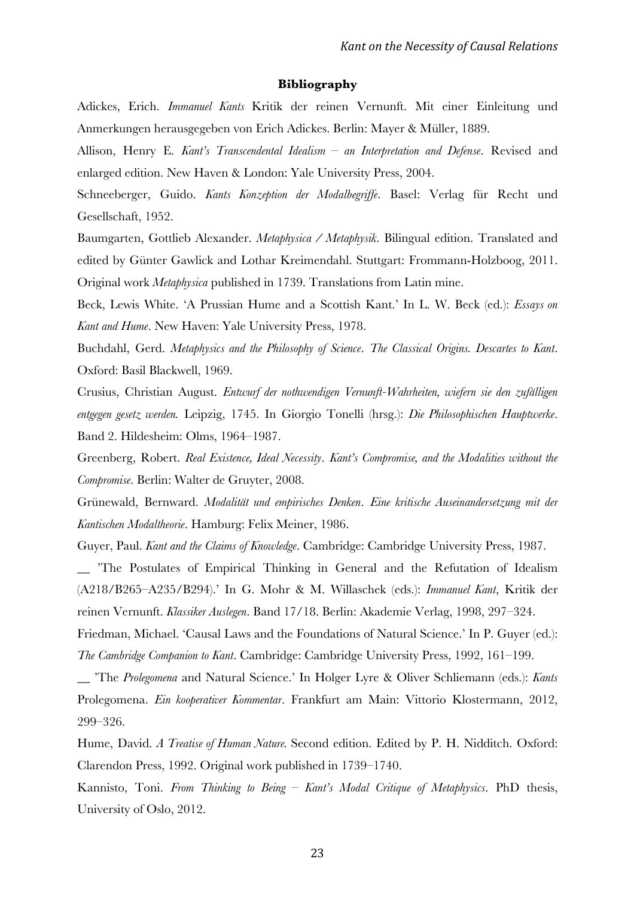## Bibliography

Adickes, Erich. *Immanuel Kants* Kritik der reinen Vernunft. Mit einer Einleitung und Anmerkungen herausgegeben von Erich Adickes. Berlin: Mayer & Müller, 1889.

Allison, Henry E. *Kant's Transcendental Idealism – an Interpretation and Defense*. Revised and enlarged edition. New Haven & London: Yale University Press, 2004.

Schneeberger, Guido. *Kants Konzeption der Modalbegriffe*. Basel: Verlag für Recht und Gesellschaft, 1952.

Baumgarten, Gottlieb Alexander. *Metaphysica / Metaphysik*. Bilingual edition. Translated and edited by Günter Gawlick and Lothar Kreimendahl. Stuttgart: Frommann-Holzboog, 2011. Original work *Metaphysica* published in 1739. Translations from Latin mine.

Beck, Lewis White. 'A Prussian Hume and a Scottish Kant.' In L. W. Beck (ed.): *Essays on Kant and Hume*. New Haven: Yale University Press, 1978.

Buchdahl, Gerd. *Metaphysics and the Philosophy of Science. The Classical Origins. Descartes to Kant*. Oxford: Basil Blackwell, 1969.

Crusius, Christian August. *Entwurf der nothwendigen Vernunft-Wahrheiten, wiefern sie den zufälligen entgegen gesetz werden.* Leipzig, 1745. In Giorgio Tonelli (hrsg.): *Die Philosophischen Hauptwerke*. Band 2. Hildesheim: Olms, 1964–1987.

Greenberg, Robert. *Real Existence, Ideal Necessity. Kant's Compromise, and the Modalities without the Compromise*. Berlin: Walter de Gruyter, 2008.

Grünewald, Bernward. *Modalität und empirisches Denken. Eine kritische Auseinandersetzung mit der Kantischen Modaltheorie*. Hamburg: Felix Meiner, 1986.

Guyer, Paul. *Kant and the Claims of Knowledge*. Cambridge: Cambridge University Press, 1987.

__ 'The Postulates of Empirical Thinking in General and the Refutation of Idealism (A218/B265–A235/B294).' In G. Mohr & M. Willaschek (eds.): *Immanuel Kant*, Kritik der reinen Vernunft. *Klassiker Auslegen*. Band 17/18. Berlin: Akademie Verlag, 1998, 297–324.

Friedman, Michael. 'Causal Laws and the Foundations of Natural Science.' In P. Guyer (ed.): *The Cambridge Companion to Kant*. Cambridge: Cambridge University Press, 1992, 161–199.

__ 'The *Prolegomena* and Natural Science.' In Holger Lyre & Oliver Schliemann (eds.): *Kants* Prolegomena. *Ein kooperativer Kommentar*. Frankfurt am Main: Vittorio Klostermann, 2012, 299–326.

Hume, David. *A Treatise of Human Nature.* Second edition. Edited by P. H. Nidditch. Oxford: Clarendon Press, 1992. Original work published in 1739–1740.

Kannisto, Toni. *From Thinking to Being – Kant's Modal Critique of Metaphysics*. PhD thesis, University of Oslo, 2012.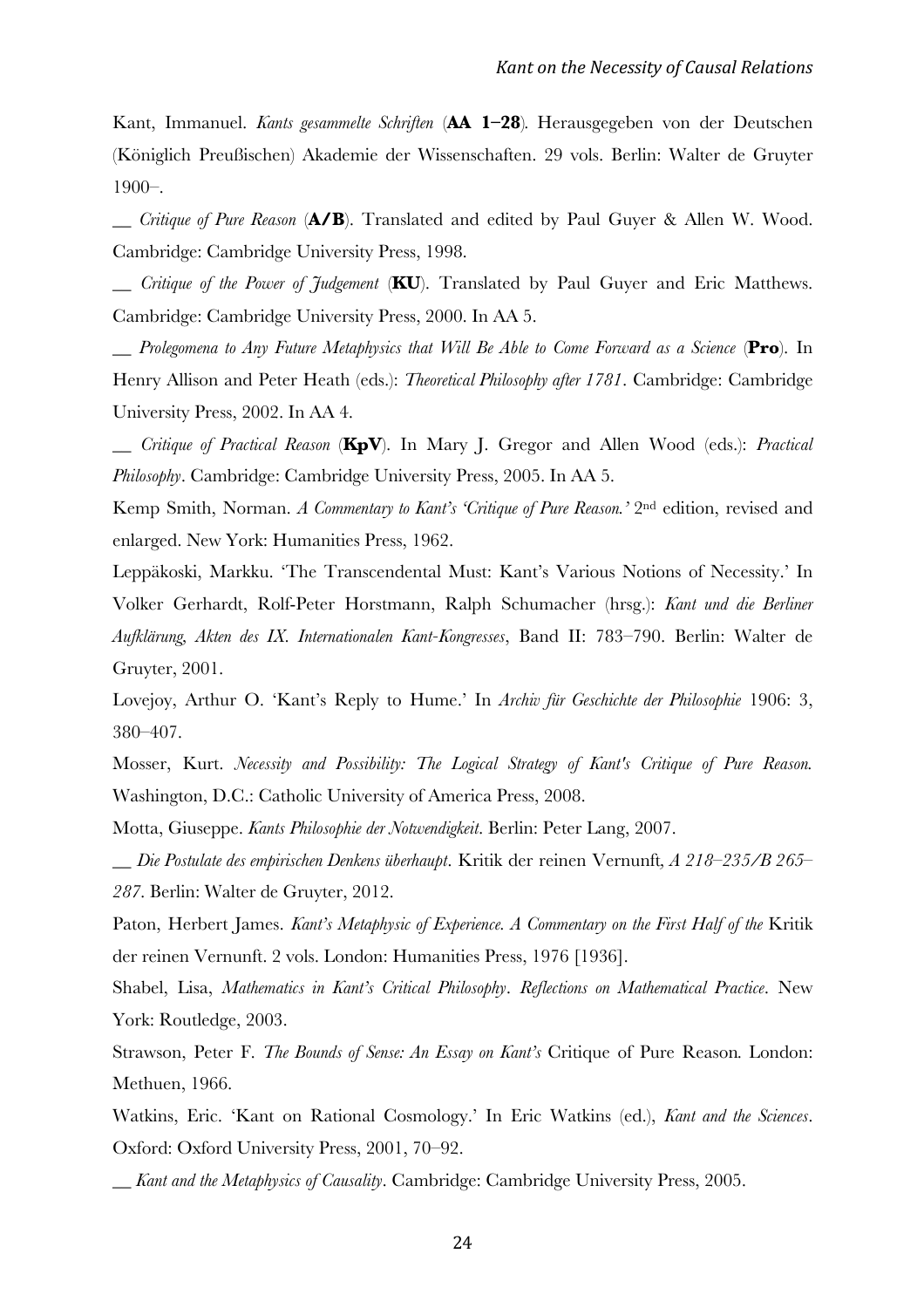Kant, Immanuel. *Kants gesammelte Schriften* (**AA 1–28**). Herausgegeben von der Deutschen (Königlich Preußischen) Akademie der Wissenschaften. 29 vols. Berlin: Walter de Gruyter 1900–.

__ *Critique of Pure Reason* (**A/B**). Translated and edited by Paul Guyer & Allen W. Wood. Cambridge: Cambridge University Press, 1998.

__ *Critique of the Power of Judgement* (**KU**). Translated by Paul Guyer and Eric Matthews. Cambridge: Cambridge University Press, 2000. In AA 5.

__ *Prolegomena to Any Future Metaphysics that Will Be Able to Come Forward as a Science* (**Pro**). In Henry Allison and Peter Heath (eds.): *Theoretical Philosophy after 1781*. Cambridge: Cambridge University Press, 2002. In AA 4.

__ *Critique of Practical Reason* (**KpV**). In Mary J. Gregor and Allen Wood (eds.): *Practical Philosophy*. Cambridge: Cambridge University Press, 2005. In AA 5.

Kemp Smith, Norman. *A Commentary to Kant's 'Critique of Pure Reason.'* 2nd edition, revised and enlarged. New York: Humanities Press, 1962.

Leppäkoski, Markku. 'The Transcendental Must: Kant's Various Notions of Necessity.' In Volker Gerhardt, Rolf-Peter Horstmann, Ralph Schumacher (hrsg.): *Kant und die Berliner Aufklärung, Akten des IX. Internationalen Kant-Kongresses*, Band II: 783–790. Berlin: Walter de Gruyter, 2001.

Lovejoy, Arthur O. 'Kant's Reply to Hume.' In *Archiv für Geschichte der Philosophie* 1906: 3, 380–407.

Mosser, Kurt. *Necessity and Possibility: The Logical Strategy of Kant's Critique of Pure Reason.* Washington, D.C.: Catholic University of America Press, 2008.

Motta, Giuseppe. *Kants Philosophie der Notwendigkeit*. Berlin: Peter Lang, 2007.

__ *Die Postulate des empirischen Denkens überhaupt*. Kritik der reinen Vernunft*, A 218–235/B 265–287*. Berlin: Walter de Gruyter, 2012.

Paton, Herbert James. *Kant's Metaphysic of Experience. A Commentary on the First Half of the* Kritik der reinen Vernunft. 2 vols. London: Humanities Press, 1976 [1936].

Shabel, Lisa, *Mathematics in Kant's Critical Philosophy*. *Reflections on Mathematical Practice*. New York: Routledge, 2003.

Strawson, Peter F. *The Bounds of Sense: An Essay on Kant's* Critique of Pure Reason*.* London: Methuen, 1966.

Watkins, Eric. 'Kant on Rational Cosmology.' In Eric Watkins (ed.), *Kant and the Sciences*. Oxford: Oxford University Press, 2001, 70–92.

__ *Kant and the Metaphysics of Causality*. Cambridge: Cambridge University Press, 2005.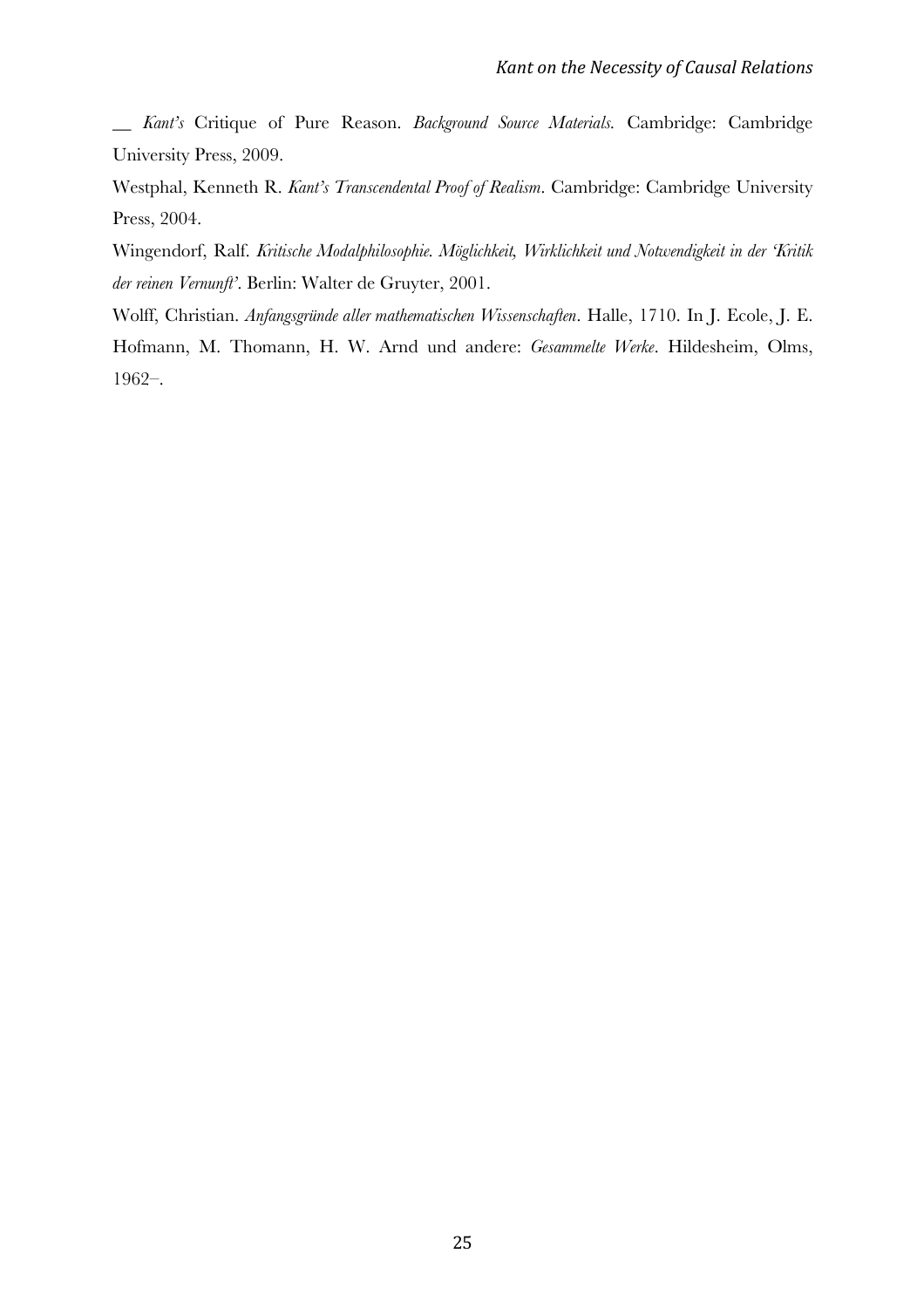__ *Kant's* Critique of Pure Reason. *Background Source Materials.* Cambridge: Cambridge University Press, 2009.

Westphal, Kenneth R. *Kant's Transcendental Proof of Realism*. Cambridge: Cambridge University Press, 2004.

Wingendorf, Ralf. *Kritische Modalphilosophie. Möglichkeit, Wirklichkeit und Notwendigkeit in der 'Kritik der reinen Vernunft'*. Berlin: Walter de Gruyter, 2001.

Wolff, Christian. *Anfangsgründe aller mathematischen Wissenschaften*. Halle, 1710. In J. Ecole, J. E. Hofmann, M. Thomann, H. W. Arnd und andere: *Gesammelte Werke*. Hildesheim, Olms, 1962–.